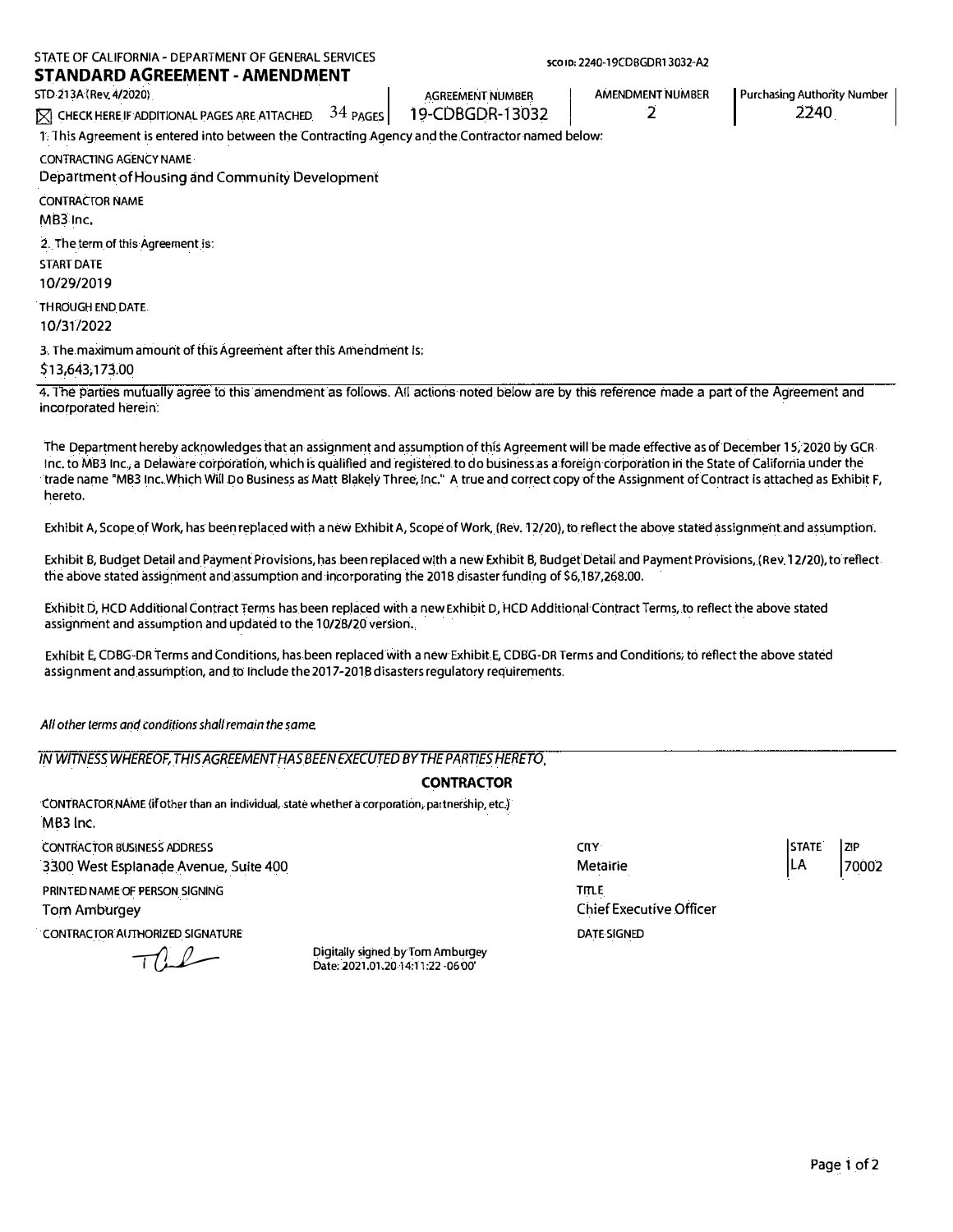STATE OF CALIFORNIA - DEPARTMENT OF GENERAL SERVICES

SCO ID: 2240-19CDBGDR13032-A2

# STANDARD AGREEMENT - AMENDMENT

STD 213A (Rev. 4/2020)

| | AGREEMENT NUMBER | AMENDMENT NUMBER | Purchasing Authority Number |
|---|---|---|---|
| ☒ CHECK HERE IF ADDITIONAL PAGES ARE ATTACHED 34 PAGES | 19-CDBGDR-13032 | 2 | 2240 |

1. This Agreement is entered into between the Contracting Agency and the Contractor named below:

CONTRACTING AGENCY NAME
Department of Housing and Community Development

CONTRACTOR NAME
MB3 Inc.

2. The term of this Agreement is:

START DATE
10/29/2019

THROUGH END DATE
10/31/2022

3. The maximum amount of this Agreement after this Amendment is:
$13,643,173.00

4. The parties mutually agree to this amendment as follows. All actions noted below are by this reference made a part of the Agreement and incorporated herein:

The Department hereby acknowledges that an assignment and assumption of this Agreement will be made effective as of December 15, 2020 by GCR Inc. to MB3 Inc., a Delaware corporation, which is qualified and registered to do business as a foreign corporation in the State of California under the trade name "MB3 Inc. Which Will Do Business as Matt Blakely Three, Inc." A true and correct copy of the Assignment of Contract is attached as Exhibit F, hereto.

Exhibit A, Scope of Work, has been replaced with a new Exhibit A, Scope of Work, (Rev. 12/20), to reflect the above stated assignment and assumption.

Exhibit B, Budget Detail and Payment Provisions, has been replaced with a new Exhibit B, Budget Detail and Payment Provisions, (Rev. 12/20), to reflect the above stated assignment and assumption and incorporating the 2018 disaster funding of $6,187,268.00.

Exhibit D, HCD Additional Contract Terms has been replaced with a new Exhibit D, HCD Additional Contract Terms, to reflect the above stated assignment and assumption and updated to the 10/28/20 version.

Exhibit E, CDBG-DR Terms and Conditions, has been replaced with a new Exhibit E, CDBG-DR Terms and Conditions, to reflect the above stated assignment and assumption, and to include the 2017-2018 disasters regulatory requirements.

*All other terms and conditions shall remain the same.*

*IN WITNESS WHEREOF, THIS AGREEMENT HAS BEEN EXECUTED BY THE PARTIES HERETO.*

**CONTRACTOR**

CONTRACTOR NAME (if other than an individual, state whether a corporation, partnership, etc.)
MB3 Inc.

| CONTRACTOR BUSINESS ADDRESS | CITY | STATE | ZIP |
|---|---|---|---|
| 3300 West Esplanade Avenue, Suite 400 | Metairie | LA | 70002 |

| PRINTED NAME OF PERSON SIGNING | TITLE |
|---|---|
| Tom Amburgey | Chief Executive Officer |

| CONTRACTOR AUTHORIZED SIGNATURE | DATE SIGNED |
|---|---|
| Digitally signed by Tom Amburgey Date: 2021.01.20 14:11:22 -06'00' | |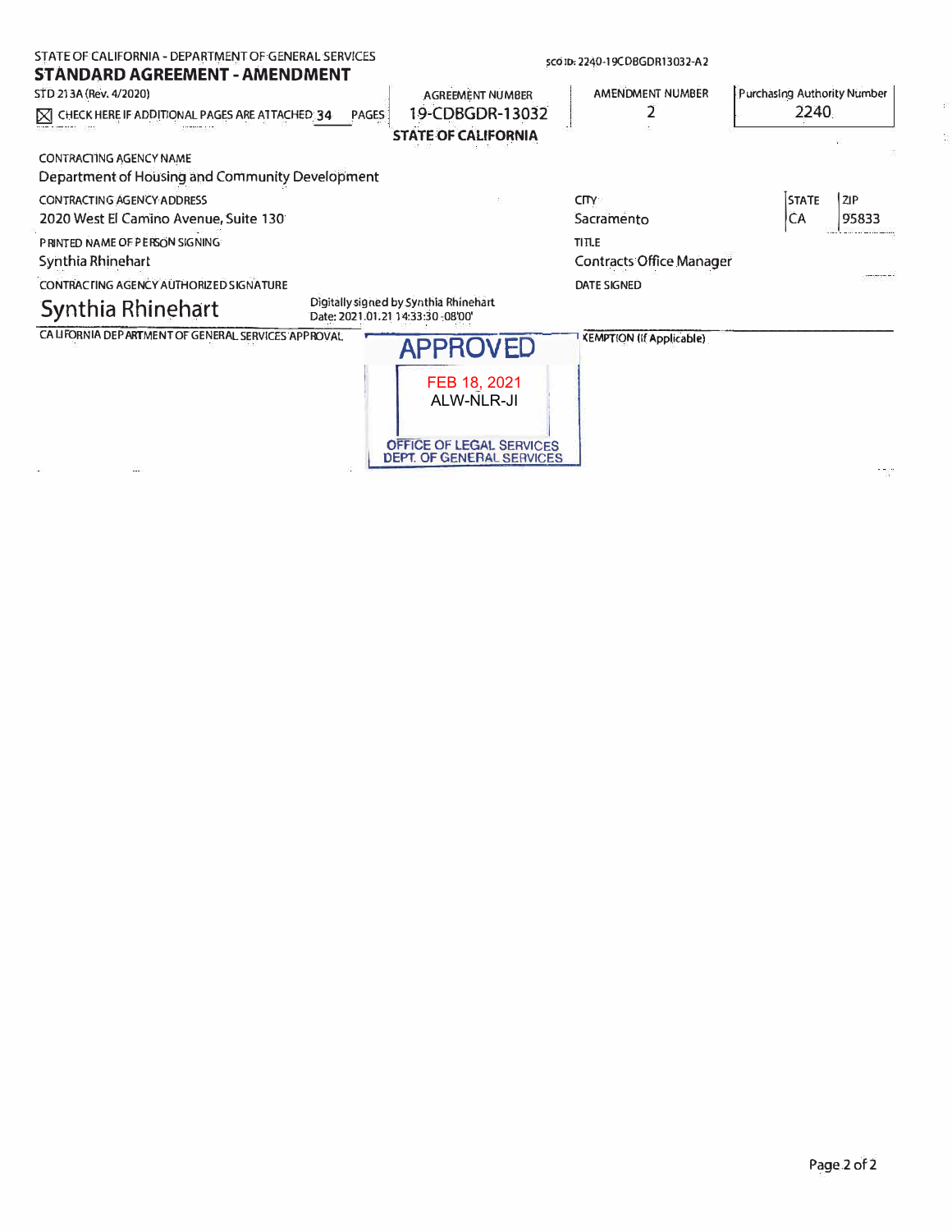STATE OF CALIFORNIA - DEPARTMENT OF GENERAL SERVICES

SCO ID: 2240-19CDBGDR13032-A2

## STANDARD AGREEMENT - AMENDMENT

STD 213A (Rev. 4/2020)

☒ CHECK HERE IF ADDITIONAL PAGES ARE ATTACHED 34 PAGES

| AGREEMENT NUMBER | AMENDMENT NUMBER | Purchasing Authority Number |
| --- | --- | --- |
| 19-CDBGDR-13032 | 2 | 2240 |

**STATE OF CALIFORNIA**

| | | | |
| --- | --- | --- | --- |
| CONTRACTING AGENCY NAME | | | |
| Department of Housing and Community Development | | | |
| CONTRACTING AGENCY ADDRESS | CITY | STATE | ZIP |
| 2020 West El Camino Avenue, Suite 130 | Sacramento | CA | 95833 |
| PRINTED NAME OF PERSON SIGNING | TITLE | | |
| Synthia Rhinehart | Contracts Office Manager | | |
| CONTRACTING AGENCY AUTHORIZED SIGNATURE | DATE SIGNED | | |
| Synthia Rhinehart — Digitally signed by Synthia Rhinehart Date: 2021.01.21 14:33:30 -08'00' | | | |

| | |
| --- | --- |
| CALIFORNIA DEPARTMENT OF GENERAL SERVICES APPROVAL | EXEMPTION (If Applicable) |
| APPROVED FEB 18, 2021 ALW-NLR-JI OFFICE OF LEGAL SERVICES DEPT. OF GENERAL SERVICES | |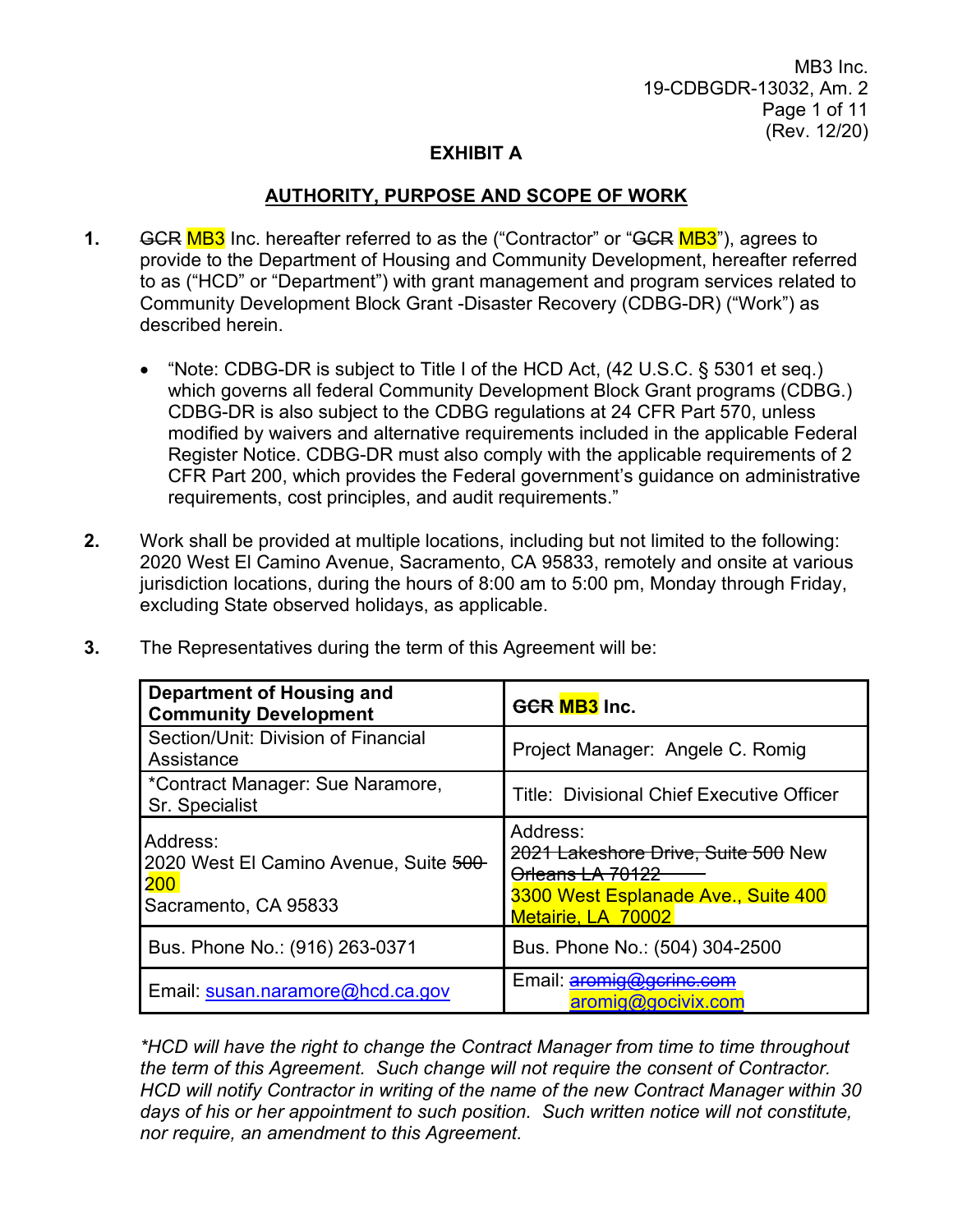# EXHIBIT A

## AUTHORITY, PURPOSE AND SCOPE OF WORK

**1.** ~~GCR~~ MB3 Inc. hereafter referred to as the ("Contractor" or "~~GCR~~ MB3"), agrees to provide to the Department of Housing and Community Development, hereafter referred to as ("HCD" or "Department") with grant management and program services related to Community Development Block Grant -Disaster Recovery (CDBG-DR) ("Work") as described herein.

- "Note: CDBG-DR is subject to Title I of the HCD Act, (42 U.S.C. § 5301 et seq.) which governs all federal Community Development Block Grant programs (CDBG.) CDBG-DR is also subject to the CDBG regulations at 24 CFR Part 570, unless modified by waivers and alternative requirements included in the applicable Federal Register Notice. CDBG-DR must also comply with the applicable requirements of 2 CFR Part 200, which provides the Federal government's guidance on administrative requirements, cost principles, and audit requirements."

**2.** Work shall be provided at multiple locations, including but not limited to the following: 2020 West El Camino Avenue, Sacramento, CA 95833, remotely and onsite at various jurisdiction locations, during the hours of 8:00 am to 5:00 pm, Monday through Friday, excluding State observed holidays, as applicable.

**3.** The Representatives during the term of this Agreement will be:

| **Department of Housing and Community Development** | **~~GCR~~ MB3 Inc.** |
|---|---|
| Section/Unit: Division of Financial Assistance | Project Manager: Angele C. Romig |
| *Contract Manager: Sue Naramore, Sr. Specialist | Title: Divisional Chief Executive Officer |
| Address:<br>2020 West El Camino Avenue, Suite ~~500~~ 200<br>Sacramento, CA 95833 | Address:<br>~~2021 Lakeshore Drive, Suite 500~~ New ~~Orleans LA 70122~~<br>3300 West Esplanade Ave., Suite 400<br>Metairie, LA 70002 |
| Bus. Phone No.: (916) 263-0371 | Bus. Phone No.: (504) 304-2500 |
| Email: susan.naramore@hcd.ca.gov | Email: ~~aromig@gcrinc.com~~<br>aromig@gocivix.com |

*\*HCD will have the right to change the Contract Manager from time to time throughout the term of this Agreement. Such change will not require the consent of Contractor. HCD will notify Contractor in writing of the name of the new Contract Manager within 30 days of his or her appointment to such position. Such written notice will not constitute, nor require, an amendment to this Agreement.*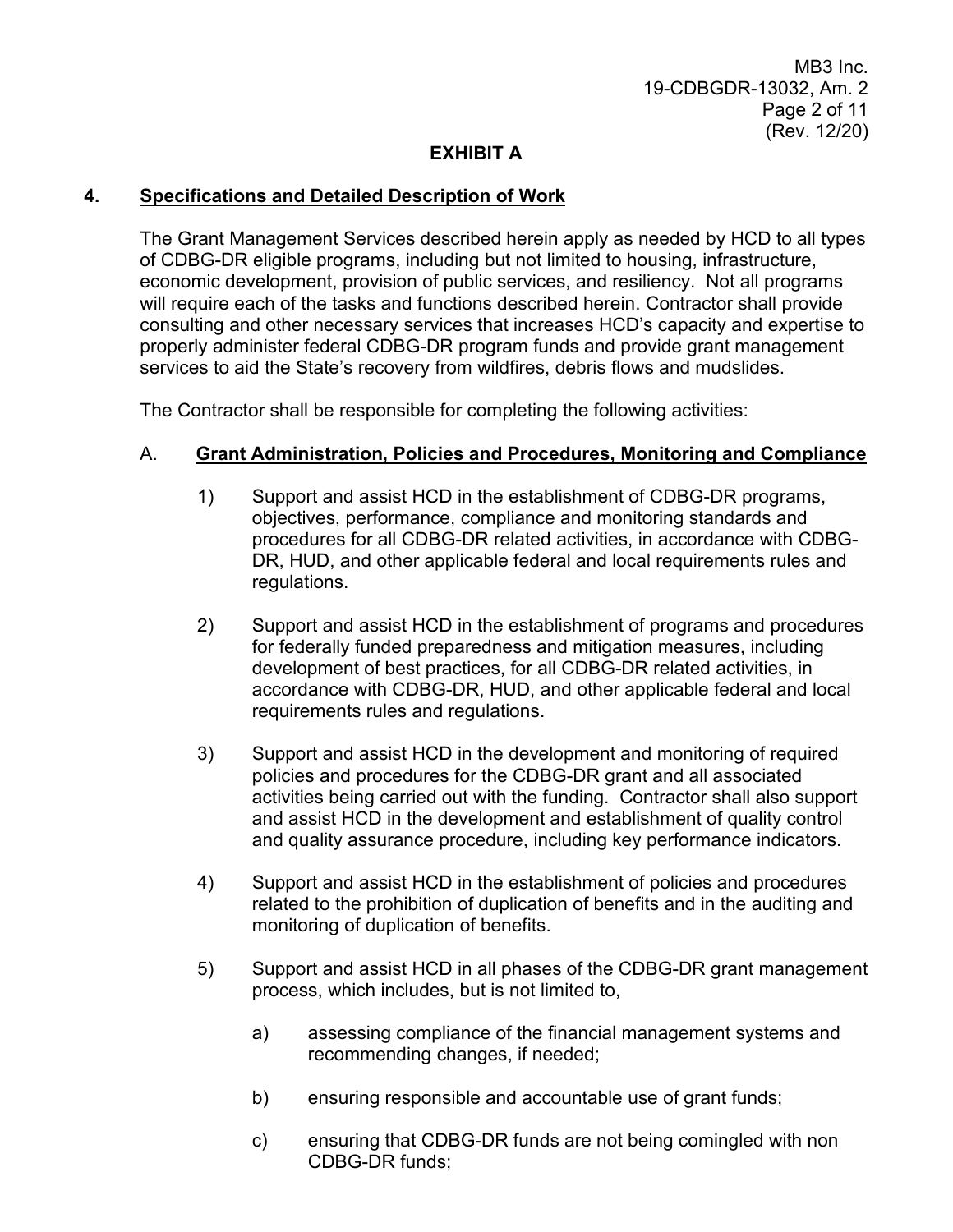## EXHIBIT A

### 4. Specifications and Detailed Description of Work

The Grant Management Services described herein apply as needed by HCD to all types of CDBG-DR eligible programs, including but not limited to housing, infrastructure, economic development, provision of public services, and resiliency. Not all programs will require each of the tasks and functions described herein. Contractor shall provide consulting and other necessary services that increases HCD's capacity and expertise to properly administer federal CDBG-DR program funds and provide grant management services to aid the State's recovery from wildfires, debris flows and mudslides.

The Contractor shall be responsible for completing the following activities:

#### A. Grant Administration, Policies and Procedures, Monitoring and Compliance

1) Support and assist HCD in the establishment of CDBG-DR programs, objectives, performance, compliance and monitoring standards and procedures for all CDBG-DR related activities, in accordance with CDBG-DR, HUD, and other applicable federal and local requirements rules and regulations.

2) Support and assist HCD in the establishment of programs and procedures for federally funded preparedness and mitigation measures, including development of best practices, for all CDBG-DR related activities, in accordance with CDBG-DR, HUD, and other applicable federal and local requirements rules and regulations.

3) Support and assist HCD in the development and monitoring of required policies and procedures for the CDBG-DR grant and all associated activities being carried out with the funding. Contractor shall also support and assist HCD in the development and establishment of quality control and quality assurance procedure, including key performance indicators.

4) Support and assist HCD in the establishment of policies and procedures related to the prohibition of duplication of benefits and in the auditing and monitoring of duplication of benefits.

5) Support and assist HCD in all phases of the CDBG-DR grant management process, which includes, but is not limited to,

   a) assessing compliance of the financial management systems and recommending changes, if needed;

   b) ensuring responsible and accountable use of grant funds;

   c) ensuring that CDBG-DR funds are not being comingled with non CDBG-DR funds;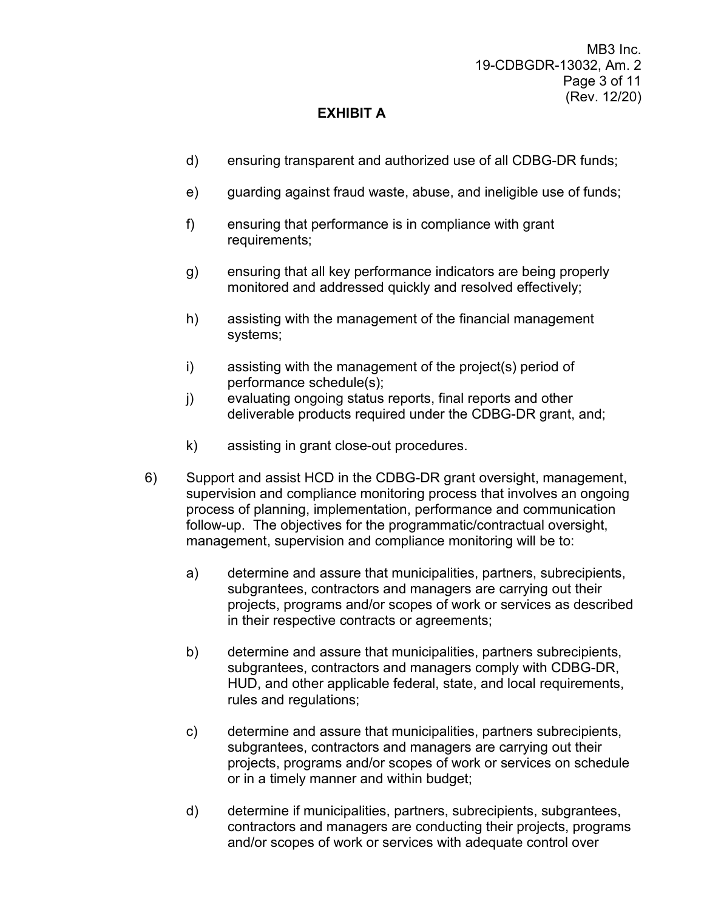**EXHIBIT A**

d) ensuring transparent and authorized use of all CDBG-DR funds;

e) guarding against fraud waste, abuse, and ineligible use of funds;

f) ensuring that performance is in compliance with grant requirements;

g) ensuring that all key performance indicators are being properly monitored and addressed quickly and resolved effectively;

h) assisting with the management of the financial management systems;

i) assisting with the management of the project(s) period of performance schedule(s);

j) evaluating ongoing status reports, final reports and other deliverable products required under the CDBG-DR grant, and;

k) assisting in grant close-out procedures.

6) Support and assist HCD in the CDBG-DR grant oversight, management, supervision and compliance monitoring process that involves an ongoing process of planning, implementation, performance and communication follow-up. The objectives for the programmatic/contractual oversight, management, supervision and compliance monitoring will be to:

a) determine and assure that municipalities, partners, subrecipients, subgrantees, contractors and managers are carrying out their projects, programs and/or scopes of work or services as described in their respective contracts or agreements;

b) determine and assure that municipalities, partners subrecipients, subgrantees, contractors and managers comply with CDBG-DR, HUD, and other applicable federal, state, and local requirements, rules and regulations;

c) determine and assure that municipalities, partners subrecipients, subgrantees, contractors and managers are carrying out their projects, programs and/or scopes of work or services on schedule or in a timely manner and within budget;

d) determine if municipalities, partners, subrecipients, subgrantees, contractors and managers are conducting their projects, programs and/or scopes of work or services with adequate control over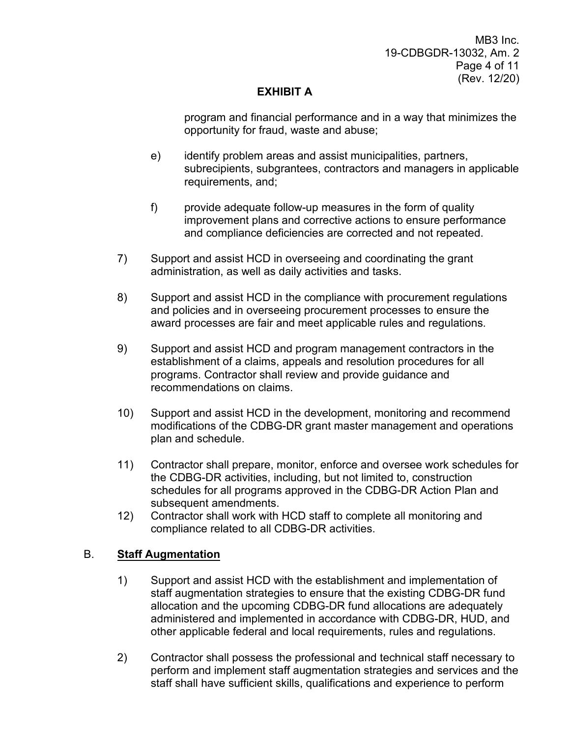**EXHIBIT A**

program and financial performance and in a way that minimizes the opportunity for fraud, waste and abuse;

e) identify problem areas and assist municipalities, partners, subrecipients, subgrantees, contractors and managers in applicable requirements, and;

f) provide adequate follow-up measures in the form of quality improvement plans and corrective actions to ensure performance and compliance deficiencies are corrected and not repeated.

7) Support and assist HCD in overseeing and coordinating the grant administration, as well as daily activities and tasks.

8) Support and assist HCD in the compliance with procurement regulations and policies and in overseeing procurement processes to ensure the award processes are fair and meet applicable rules and regulations.

9) Support and assist HCD and program management contractors in the establishment of a claims, appeals and resolution procedures for all programs. Contractor shall review and provide guidance and recommendations on claims.

10) Support and assist HCD in the development, monitoring and recommend modifications of the CDBG-DR grant master management and operations plan and schedule.

11) Contractor shall prepare, monitor, enforce and oversee work schedules for the CDBG-DR activities, including, but not limited to, construction schedules for all programs approved in the CDBG-DR Action Plan and subsequent amendments.

12) Contractor shall work with HCD staff to complete all monitoring and compliance related to all CDBG-DR activities.

B. **Staff Augmentation**

1) Support and assist HCD with the establishment and implementation of staff augmentation strategies to ensure that the existing CDBG-DR fund allocation and the upcoming CDBG-DR fund allocations are adequately administered and implemented in accordance with CDBG-DR, HUD, and other applicable federal and local requirements, rules and regulations.

2) Contractor shall possess the professional and technical staff necessary to perform and implement staff augmentation strategies and services and the staff shall have sufficient skills, qualifications and experience to perform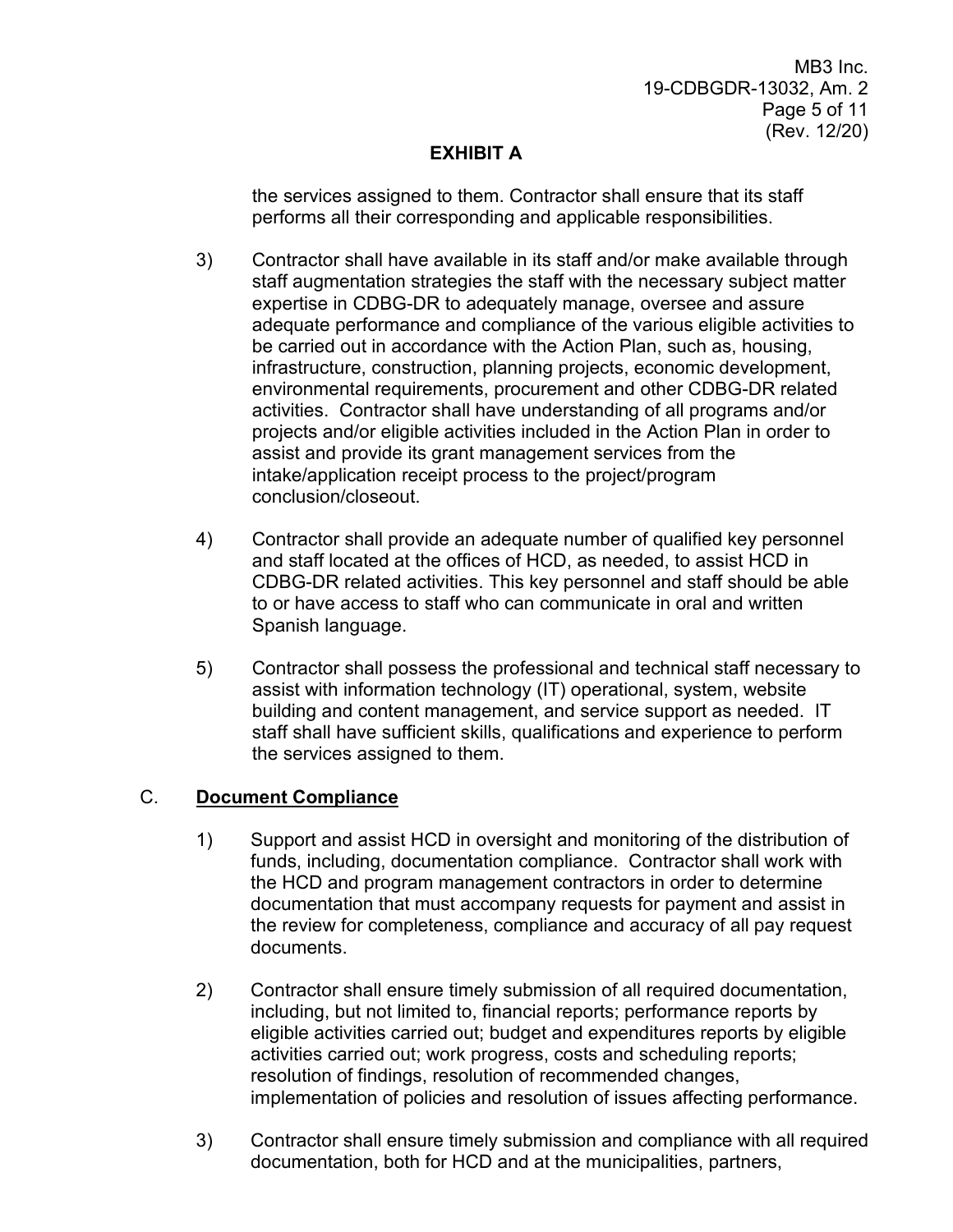## EXHIBIT A

the services assigned to them. Contractor shall ensure that its staff performs all their corresponding and applicable responsibilities.

3) Contractor shall have available in its staff and/or make available through staff augmentation strategies the staff with the necessary subject matter expertise in CDBG-DR to adequately manage, oversee and assure adequate performance and compliance of the various eligible activities to be carried out in accordance with the Action Plan, such as, housing, infrastructure, construction, planning projects, economic development, environmental requirements, procurement and other CDBG-DR related activities. Contractor shall have understanding of all programs and/or projects and/or eligible activities included in the Action Plan in order to assist and provide its grant management services from the intake/application receipt process to the project/program conclusion/closeout.

4) Contractor shall provide an adequate number of qualified key personnel and staff located at the offices of HCD, as needed, to assist HCD in CDBG-DR related activities. This key personnel and staff should be able to or have access to staff who can communicate in oral and written Spanish language.

5) Contractor shall possess the professional and technical staff necessary to assist with information technology (IT) operational, system, website building and content management, and service support as needed. IT staff shall have sufficient skills, qualifications and experience to perform the services assigned to them.

### C. <u>Document Compliance</u>

1) Support and assist HCD in oversight and monitoring of the distribution of funds, including, documentation compliance. Contractor shall work with the HCD and program management contractors in order to determine documentation that must accompany requests for payment and assist in the review for completeness, compliance and accuracy of all pay request documents.

2) Contractor shall ensure timely submission of all required documentation, including, but not limited to, financial reports; performance reports by eligible activities carried out; budget and expenditures reports by eligible activities carried out; work progress, costs and scheduling reports; resolution of findings, resolution of recommended changes, implementation of policies and resolution of issues affecting performance.

3) Contractor shall ensure timely submission and compliance with all required documentation, both for HCD and at the municipalities, partners,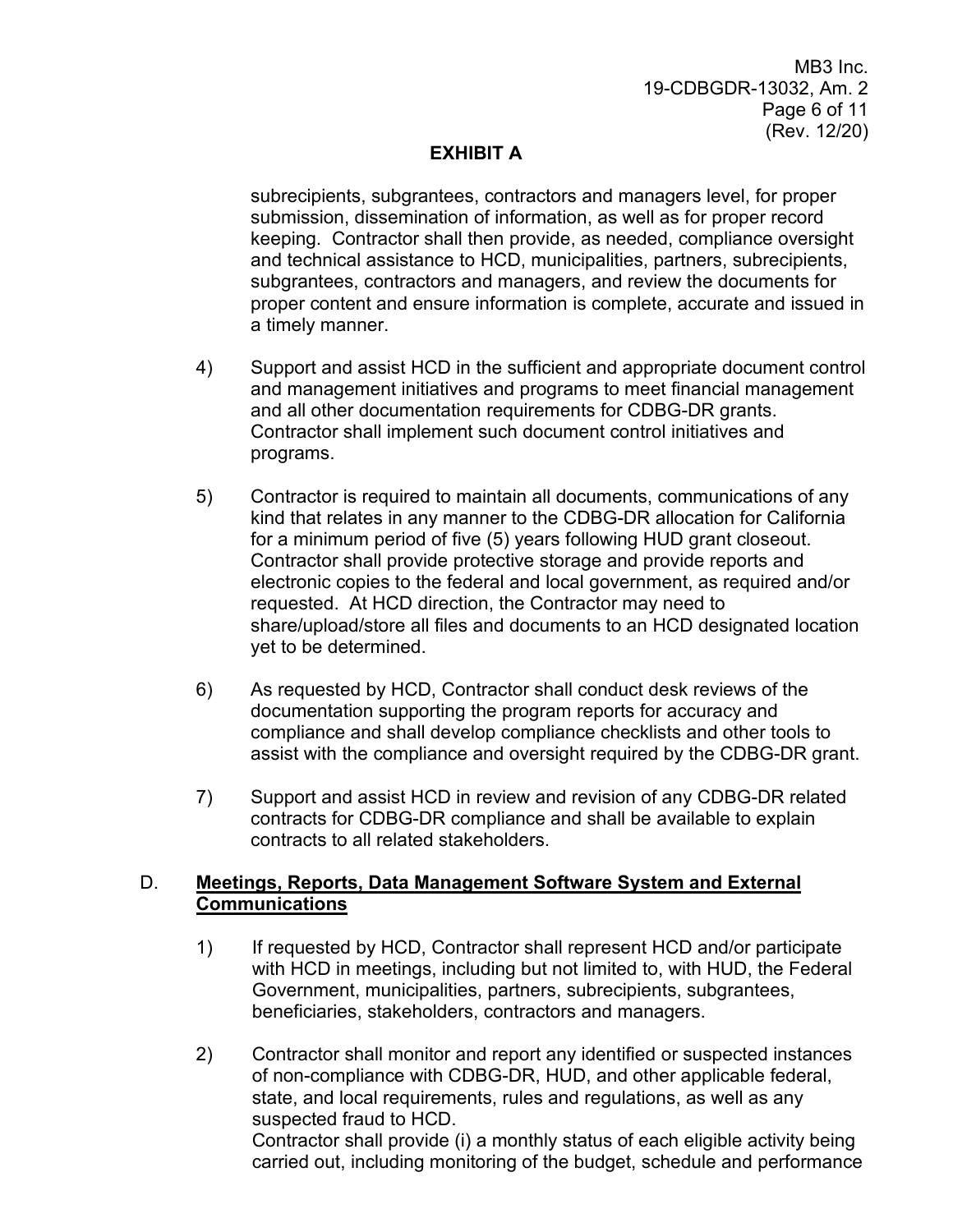## EXHIBIT A

subrecipients, subgrantees, contractors and managers level, for proper submission, dissemination of information, as well as for proper record keeping. Contractor shall then provide, as needed, compliance oversight and technical assistance to HCD, municipalities, partners, subrecipients, subgrantees, contractors and managers, and review the documents for proper content and ensure information is complete, accurate and issued in a timely manner.

4) Support and assist HCD in the sufficient and appropriate document control and management initiatives and programs to meet financial management and all other documentation requirements for CDBG-DR grants. Contractor shall implement such document control initiatives and programs.

5) Contractor is required to maintain all documents, communications of any kind that relates in any manner to the CDBG-DR allocation for California for a minimum period of five (5) years following HUD grant closeout. Contractor shall provide protective storage and provide reports and electronic copies to the federal and local government, as required and/or requested. At HCD direction, the Contractor may need to share/upload/store all files and documents to an HCD designated location yet to be determined.

6) As requested by HCD, Contractor shall conduct desk reviews of the documentation supporting the program reports for accuracy and compliance and shall develop compliance checklists and other tools to assist with the compliance and oversight required by the CDBG-DR grant.

7) Support and assist HCD in review and revision of any CDBG-DR related contracts for CDBG-DR compliance and shall be available to explain contracts to all related stakeholders.

D. **Meetings, Reports, Data Management Software System and External Communications**

1) If requested by HCD, Contractor shall represent HCD and/or participate with HCD in meetings, including but not limited to, with HUD, the Federal Government, municipalities, partners, subrecipients, subgrantees, beneficiaries, stakeholders, contractors and managers.

2) Contractor shall monitor and report any identified or suspected instances of non-compliance with CDBG-DR, HUD, and other applicable federal, state, and local requirements, rules and regulations, as well as any suspected fraud to HCD.
Contractor shall provide (i) a monthly status of each eligible activity being carried out, including monitoring of the budget, schedule and performance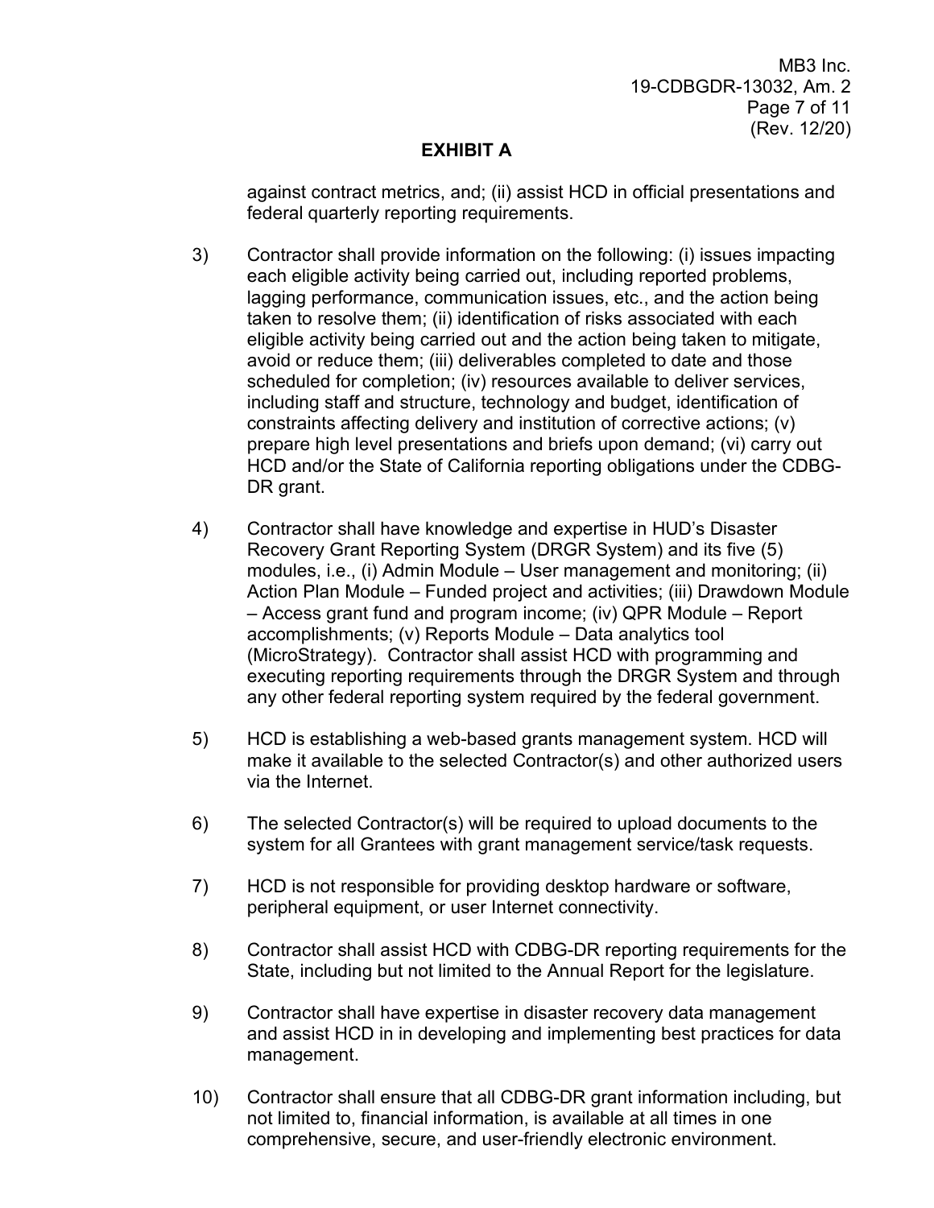## EXHIBIT A

against contract metrics, and; (ii) assist HCD in official presentations and federal quarterly reporting requirements.

3) Contractor shall provide information on the following: (i) issues impacting each eligible activity being carried out, including reported problems, lagging performance, communication issues, etc., and the action being taken to resolve them; (ii) identification of risks associated with each eligible activity being carried out and the action being taken to mitigate, avoid or reduce them; (iii) deliverables completed to date and those scheduled for completion; (iv) resources available to deliver services, including staff and structure, technology and budget, identification of constraints affecting delivery and institution of corrective actions; (v) prepare high level presentations and briefs upon demand; (vi) carry out HCD and/or the State of California reporting obligations under the CDBG-DR grant.

4) Contractor shall have knowledge and expertise in HUD's Disaster Recovery Grant Reporting System (DRGR System) and its five (5) modules, i.e., (i) Admin Module – User management and monitoring; (ii) Action Plan Module – Funded project and activities; (iii) Drawdown Module – Access grant fund and program income; (iv) QPR Module – Report accomplishments; (v) Reports Module – Data analytics tool (MicroStrategy). Contractor shall assist HCD with programming and executing reporting requirements through the DRGR System and through any other federal reporting system required by the federal government.

5) HCD is establishing a web-based grants management system. HCD will make it available to the selected Contractor(s) and other authorized users via the Internet.

6) The selected Contractor(s) will be required to upload documents to the system for all Grantees with grant management service/task requests.

7) HCD is not responsible for providing desktop hardware or software, peripheral equipment, or user Internet connectivity.

8) Contractor shall assist HCD with CDBG-DR reporting requirements for the State, including but not limited to the Annual Report for the legislature.

9) Contractor shall have expertise in disaster recovery data management and assist HCD in in developing and implementing best practices for data management.

10) Contractor shall ensure that all CDBG-DR grant information including, but not limited to, financial information, is available at all times in one comprehensive, secure, and user-friendly electronic environment.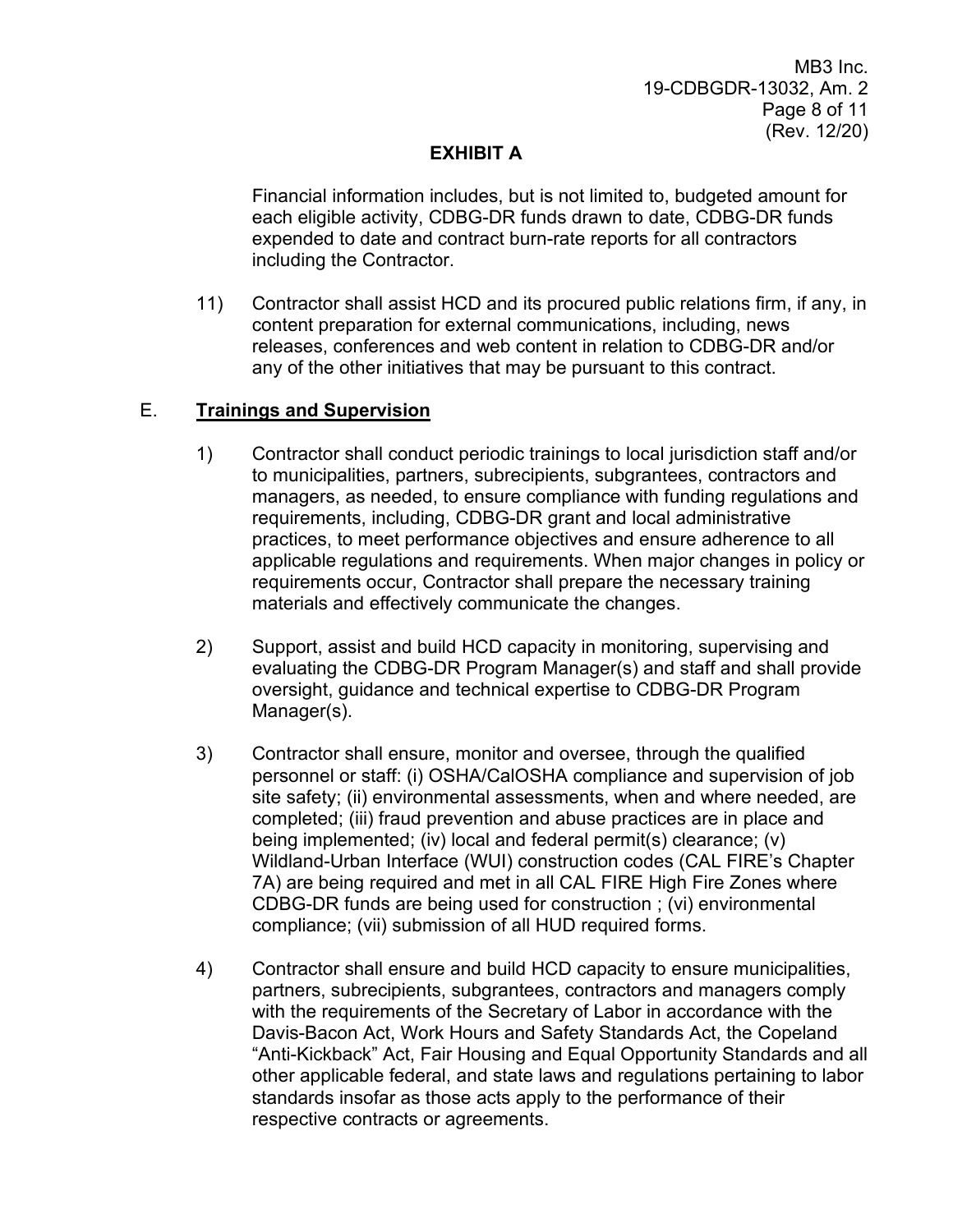## EXHIBIT A

Financial information includes, but is not limited to, budgeted amount for each eligible activity, CDBG-DR funds drawn to date, CDBG-DR funds expended to date and contract burn-rate reports for all contractors including the Contractor.

11) Contractor shall assist HCD and its procured public relations firm, if any, in content preparation for external communications, including, news releases, conferences and web content in relation to CDBG-DR and/or any of the other initiatives that may be pursuant to this contract.

### E. **Trainings and Supervision**

1) Contractor shall conduct periodic trainings to local jurisdiction staff and/or to municipalities, partners, subrecipients, subgrantees, contractors and managers, as needed, to ensure compliance with funding regulations and requirements, including, CDBG-DR grant and local administrative practices, to meet performance objectives and ensure adherence to all applicable regulations and requirements. When major changes in policy or requirements occur, Contractor shall prepare the necessary training materials and effectively communicate the changes.

2) Support, assist and build HCD capacity in monitoring, supervising and evaluating the CDBG-DR Program Manager(s) and staff and shall provide oversight, guidance and technical expertise to CDBG-DR Program Manager(s).

3) Contractor shall ensure, monitor and oversee, through the qualified personnel or staff: (i) OSHA/CalOSHA compliance and supervision of job site safety; (ii) environmental assessments, when and where needed, are completed; (iii) fraud prevention and abuse practices are in place and being implemented; (iv) local and federal permit(s) clearance; (v) Wildland-Urban Interface (WUI) construction codes (CAL FIRE's Chapter 7A) are being required and met in all CAL FIRE High Fire Zones where CDBG-DR funds are being used for construction ; (vi) environmental compliance; (vii) submission of all HUD required forms.

4) Contractor shall ensure and build HCD capacity to ensure municipalities, partners, subrecipients, subgrantees, contractors and managers comply with the requirements of the Secretary of Labor in accordance with the Davis-Bacon Act, Work Hours and Safety Standards Act, the Copeland "Anti-Kickback" Act, Fair Housing and Equal Opportunity Standards and all other applicable federal, and state laws and regulations pertaining to labor standards insofar as those acts apply to the performance of their respective contracts or agreements.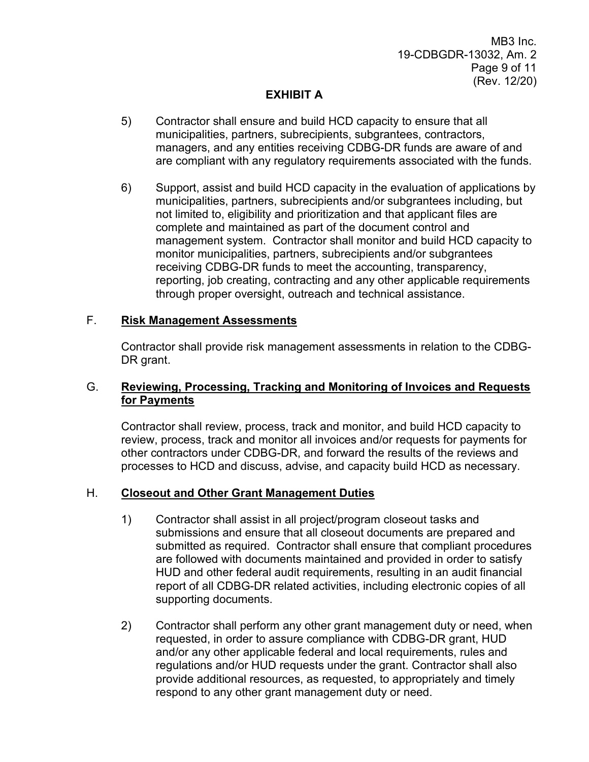## EXHIBIT A

5) Contractor shall ensure and build HCD capacity to ensure that all municipalities, partners, subrecipients, subgrantees, contractors, managers, and any entities receiving CDBG-DR funds are aware of and are compliant with any regulatory requirements associated with the funds.

6) Support, assist and build HCD capacity in the evaluation of applications by municipalities, partners, subrecipients and/or subgrantees including, but not limited to, eligibility and prioritization and that applicant files are complete and maintained as part of the document control and management system. Contractor shall monitor and build HCD capacity to monitor municipalities, partners, subrecipients and/or subgrantees receiving CDBG-DR funds to meet the accounting, transparency, reporting, job creating, contracting and any other applicable requirements through proper oversight, outreach and technical assistance.

F. **Risk Management Assessments**

Contractor shall provide risk management assessments in relation to the CDBG-DR grant.

G. **Reviewing, Processing, Tracking and Monitoring of Invoices and Requests for Payments**

Contractor shall review, process, track and monitor, and build HCD capacity to review, process, track and monitor all invoices and/or requests for payments for other contractors under CDBG-DR, and forward the results of the reviews and processes to HCD and discuss, advise, and capacity build HCD as necessary.

H. **Closeout and Other Grant Management Duties**

1) Contractor shall assist in all project/program closeout tasks and submissions and ensure that all closeout documents are prepared and submitted as required. Contractor shall ensure that compliant procedures are followed with documents maintained and provided in order to satisfy HUD and other federal audit requirements, resulting in an audit financial report of all CDBG-DR related activities, including electronic copies of all supporting documents.

2) Contractor shall perform any other grant management duty or need, when requested, in order to assure compliance with CDBG-DR grant, HUD and/or any other applicable federal and local requirements, rules and regulations and/or HUD requests under the grant. Contractor shall also provide additional resources, as requested, to appropriately and timely respond to any other grant management duty or need.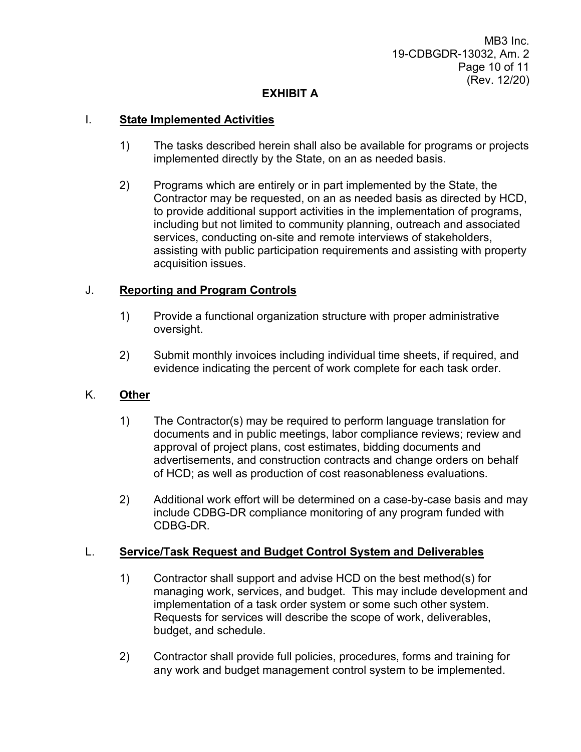## EXHIBIT A

### I. State Implemented Activities

1) The tasks described herein shall also be available for programs or projects implemented directly by the State, on an as needed basis.

2) Programs which are entirely or in part implemented by the State, the Contractor may be requested, on an as needed basis as directed by HCD, to provide additional support activities in the implementation of programs, including but not limited to community planning, outreach and associated services, conducting on-site and remote interviews of stakeholders, assisting with public participation requirements and assisting with property acquisition issues.

### J. Reporting and Program Controls

1) Provide a functional organization structure with proper administrative oversight.

2) Submit monthly invoices including individual time sheets, if required, and evidence indicating the percent of work complete for each task order.

### K. Other

1) The Contractor(s) may be required to perform language translation for documents and in public meetings, labor compliance reviews; review and approval of project plans, cost estimates, bidding documents and advertisements, and construction contracts and change orders on behalf of HCD; as well as production of cost reasonableness evaluations.

2) Additional work effort will be determined on a case-by-case basis and may include CDBG-DR compliance monitoring of any program funded with CDBG-DR.

### L. Service/Task Request and Budget Control System and Deliverables

1) Contractor shall support and advise HCD on the best method(s) for managing work, services, and budget. This may include development and implementation of a task order system or some such other system. Requests for services will describe the scope of work, deliverables, budget, and schedule.

2) Contractor shall provide full policies, procedures, forms and training for any work and budget management control system to be implemented.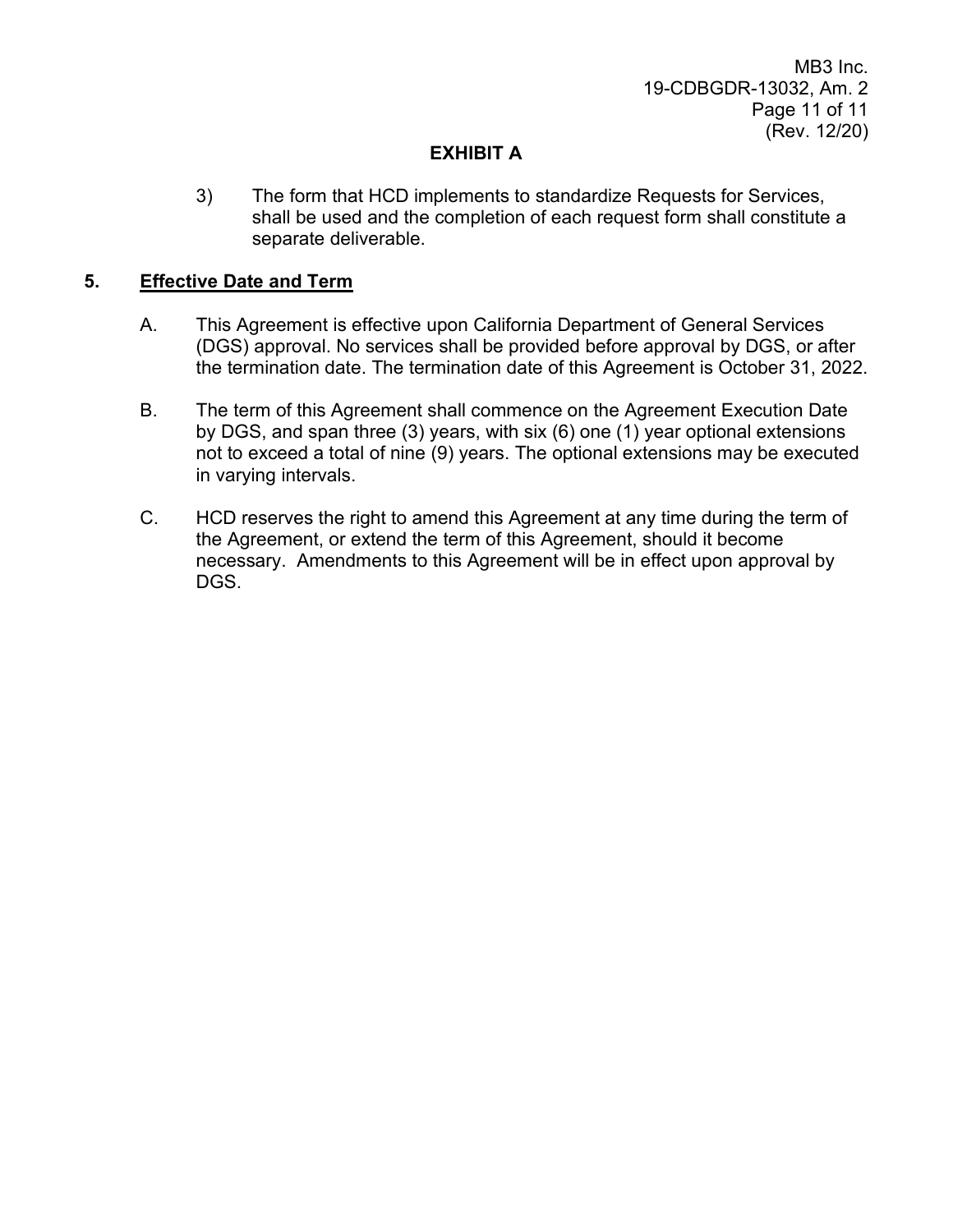## EXHIBIT A

3) The form that HCD implements to standardize Requests for Services, shall be used and the completion of each request form shall constitute a separate deliverable.

### 5. Effective Date and Term

A. This Agreement is effective upon California Department of General Services (DGS) approval. No services shall be provided before approval by DGS, or after the termination date. The termination date of this Agreement is October 31, 2022.

B. The term of this Agreement shall commence on the Agreement Execution Date by DGS, and span three (3) years, with six (6) one (1) year optional extensions not to exceed a total of nine (9) years. The optional extensions may be executed in varying intervals.

C. HCD reserves the right to amend this Agreement at any time during the term of the Agreement, or extend the term of this Agreement, should it become necessary. Amendments to this Agreement will be in effect upon approval by DGS.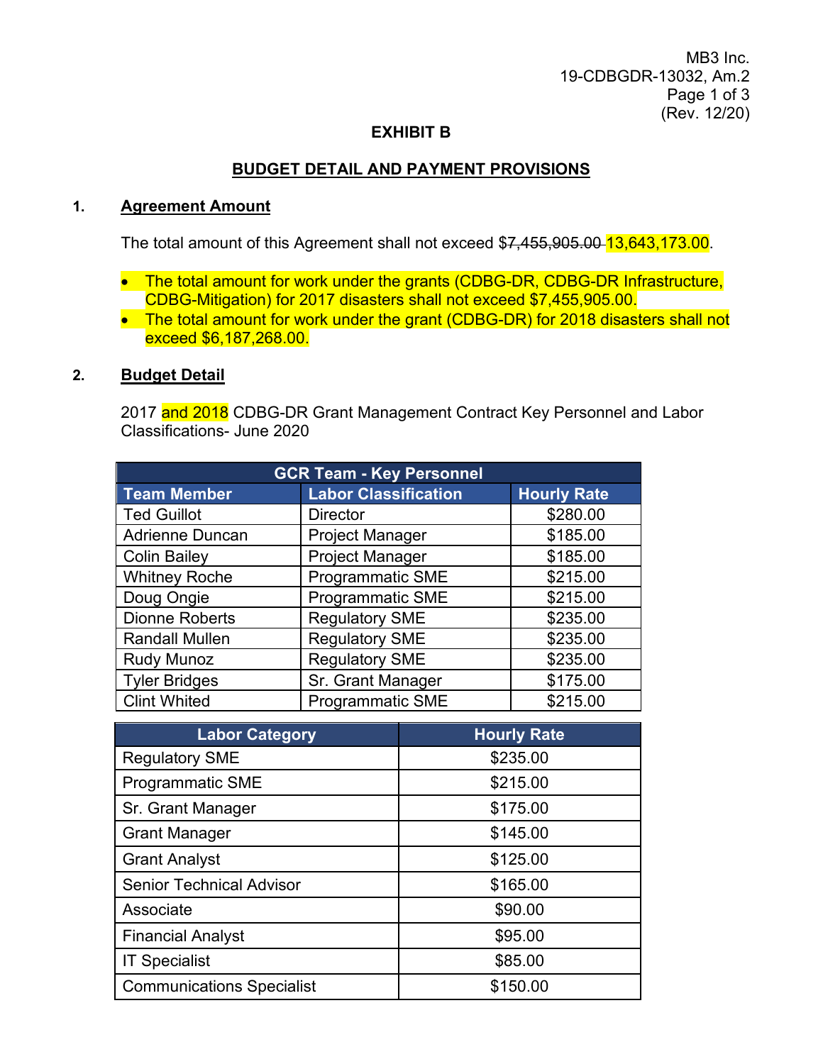**EXHIBIT B**

**BUDGET DETAIL AND PAYMENT PROVISIONS**

## 1. Agreement Amount

The total amount of this Agreement shall not exceed $~~7,455,905.00~~ 13,643,173.00.

- The total amount for work under the grants (CDBG-DR, CDBG-DR Infrastructure, CDBG-Mitigation) for 2017 disasters shall not exceed $7,455,905.00.
- The total amount for work under the grant (CDBG-DR) for 2018 disasters shall not exceed $6,187,268.00.

## 2. Budget Detail

2017 and 2018 CDBG-DR Grant Management Contract Key Personnel and Labor Classifications- June 2020

| GCR Team - Key Personnel | | |
|---|---|---|
| **Team Member** | **Labor Classification** | **Hourly Rate** |
| Ted Guillot | Director | $280.00 |
| Adrienne Duncan | Project Manager | $185.00 |
| Colin Bailey | Project Manager | $185.00 |
| Whitney Roche | Programmatic SME | $215.00 |
| Doug Ongie | Programmatic SME | $215.00 |
| Dionne Roberts | Regulatory SME | $235.00 |
| Randall Mullen | Regulatory SME | $235.00 |
| Rudy Munoz | Regulatory SME | $235.00 |
| Tyler Bridges | Sr. Grant Manager | $175.00 |
| Clint Whited | Programmatic SME | $215.00 |

| Labor Category | Hourly Rate |
|---|---|
| Regulatory SME | $235.00 |
| Programmatic SME | $215.00 |
| Sr. Grant Manager | $175.00 |
| Grant Manager | $145.00 |
| Grant Analyst | $125.00 |
| Senior Technical Advisor | $165.00 |
| Associate | $90.00 |
| Financial Analyst | $95.00 |
| IT Specialist | $85.00 |
| Communications Specialist | $150.00 |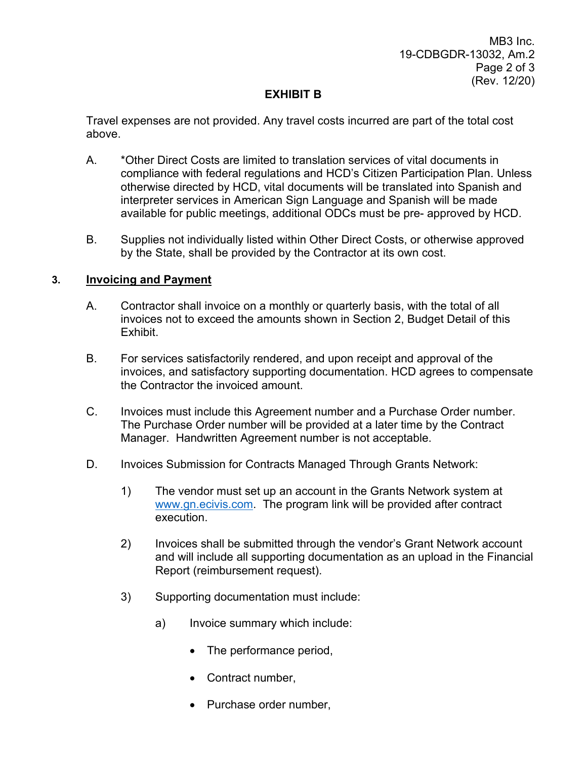**EXHIBIT B**

Travel expenses are not provided. Any travel costs incurred are part of the total cost above.

A. *Other Direct Costs are limited to translation services of vital documents in compliance with federal regulations and HCD's Citizen Participation Plan. Unless otherwise directed by HCD, vital documents will be translated into Spanish and interpreter services in American Sign Language and Spanish will be made available for public meetings, additional ODCs must be pre- approved by HCD.

B. Supplies not individually listed within Other Direct Costs, or otherwise approved by the State, shall be provided by the Contractor at its own cost.

## 3. Invoicing and Payment

A. Contractor shall invoice on a monthly or quarterly basis, with the total of all invoices not to exceed the amounts shown in Section 2, Budget Detail of this Exhibit.

B. For services satisfactorily rendered, and upon receipt and approval of the invoices, and satisfactory supporting documentation. HCD agrees to compensate the Contractor the invoiced amount.

C. Invoices must include this Agreement number and a Purchase Order number. The Purchase Order number will be provided at a later time by the Contract Manager. Handwritten Agreement number is not acceptable.

D. Invoices Submission for Contracts Managed Through Grants Network:

1) The vendor must set up an account in the Grants Network system at www.gn.ecivis.com. The program link will be provided after contract execution.

2) Invoices shall be submitted through the vendor's Grant Network account and will include all supporting documentation as an upload in the Financial Report (reimbursement request).

3) Supporting documentation must include:

a) Invoice summary which include:

- The performance period,
- Contract number,
- Purchase order number,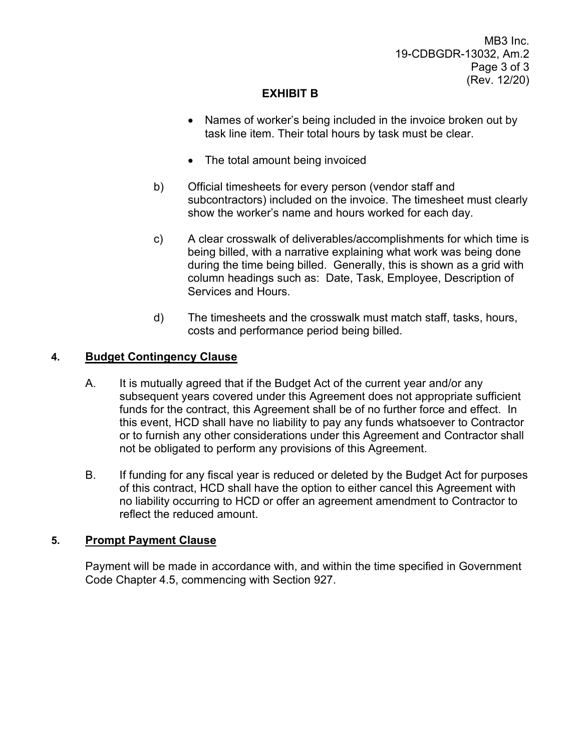**EXHIBIT B**

- Names of worker's being included in the invoice broken out by task line item. Their total hours by task must be clear.
- The total amount being invoiced

b) Official timesheets for every person (vendor staff and subcontractors) included on the invoice. The timesheet must clearly show the worker's name and hours worked for each day.

c) A clear crosswalk of deliverables/accomplishments for which time is being billed, with a narrative explaining what work was being done during the time being billed. Generally, this is shown as a grid with column headings such as: Date, Task, Employee, Description of Services and Hours.

d) The timesheets and the crosswalk must match staff, tasks, hours, costs and performance period being billed.

**4. Budget Contingency Clause**

A. It is mutually agreed that if the Budget Act of the current year and/or any subsequent years covered under this Agreement does not appropriate sufficient funds for the contract, this Agreement shall be of no further force and effect. In this event, HCD shall have no liability to pay any funds whatsoever to Contractor or to furnish any other considerations under this Agreement and Contractor shall not be obligated to perform any provisions of this Agreement.

B. If funding for any fiscal year is reduced or deleted by the Budget Act for purposes of this contract, HCD shall have the option to either cancel this Agreement with no liability occurring to HCD or offer an agreement amendment to Contractor to reflect the reduced amount.

**5. Prompt Payment Clause**

Payment will be made in accordance with, and within the time specified in Government Code Chapter 4.5, commencing with Section 927.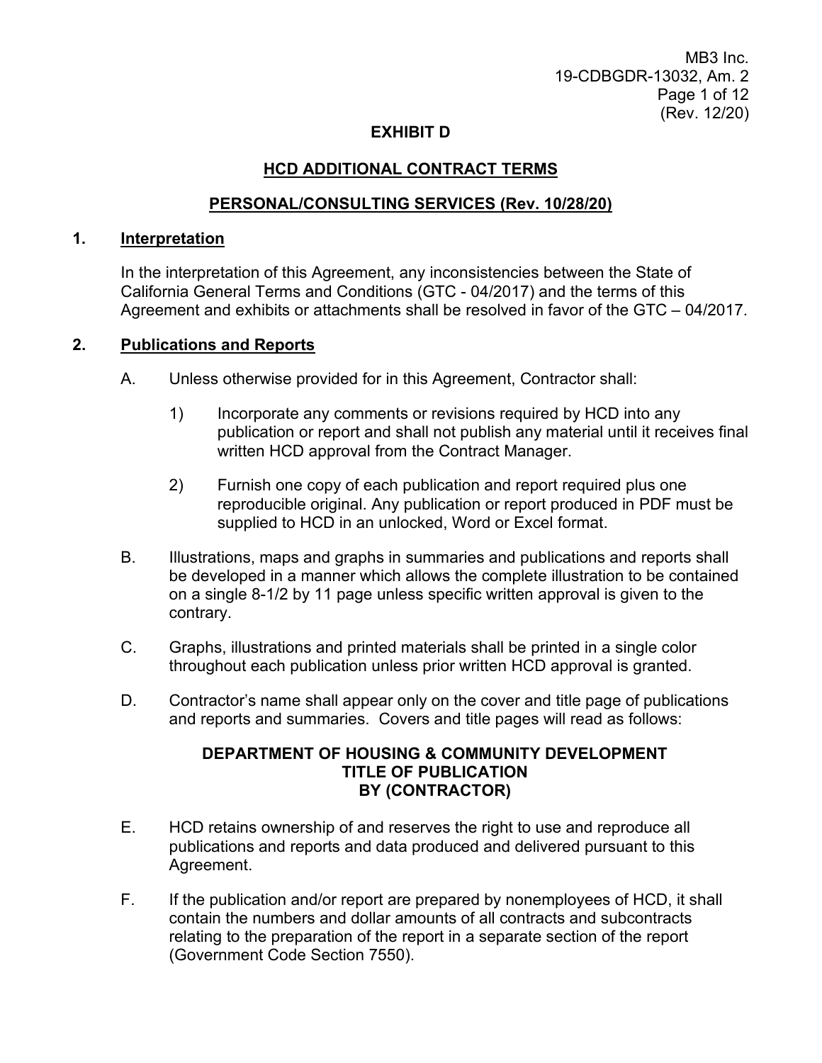# EXHIBIT D

## HCD ADDITIONAL CONTRACT TERMS

## PERSONAL/CONSULTING SERVICES (Rev. 10/28/20)

### 1. Interpretation

In the interpretation of this Agreement, any inconsistencies between the State of California General Terms and Conditions (GTC - 04/2017) and the terms of this Agreement and exhibits or attachments shall be resolved in favor of the GTC – 04/2017.

### 2. Publications and Reports

A. Unless otherwise provided for in this Agreement, Contractor shall:

1) Incorporate any comments or revisions required by HCD into any publication or report and shall not publish any material until it receives final written HCD approval from the Contract Manager.

2) Furnish one copy of each publication and report required plus one reproducible original. Any publication or report produced in PDF must be supplied to HCD in an unlocked, Word or Excel format.

B. Illustrations, maps and graphs in summaries and publications and reports shall be developed in a manner which allows the complete illustration to be contained on a single 8-1/2 by 11 page unless specific written approval is given to the contrary.

C. Graphs, illustrations and printed materials shall be printed in a single color throughout each publication unless prior written HCD approval is granted.

D. Contractor's name shall appear only on the cover and title page of publications and reports and summaries. Covers and title pages will read as follows:

**DEPARTMENT OF HOUSING & COMMUNITY DEVELOPMENT**
**TITLE OF PUBLICATION**
**BY (CONTRACTOR)**

E. HCD retains ownership of and reserves the right to use and reproduce all publications and reports and data produced and delivered pursuant to this Agreement.

F. If the publication and/or report are prepared by nonemployees of HCD, it shall contain the numbers and dollar amounts of all contracts and subcontracts relating to the preparation of the report in a separate section of the report (Government Code Section 7550).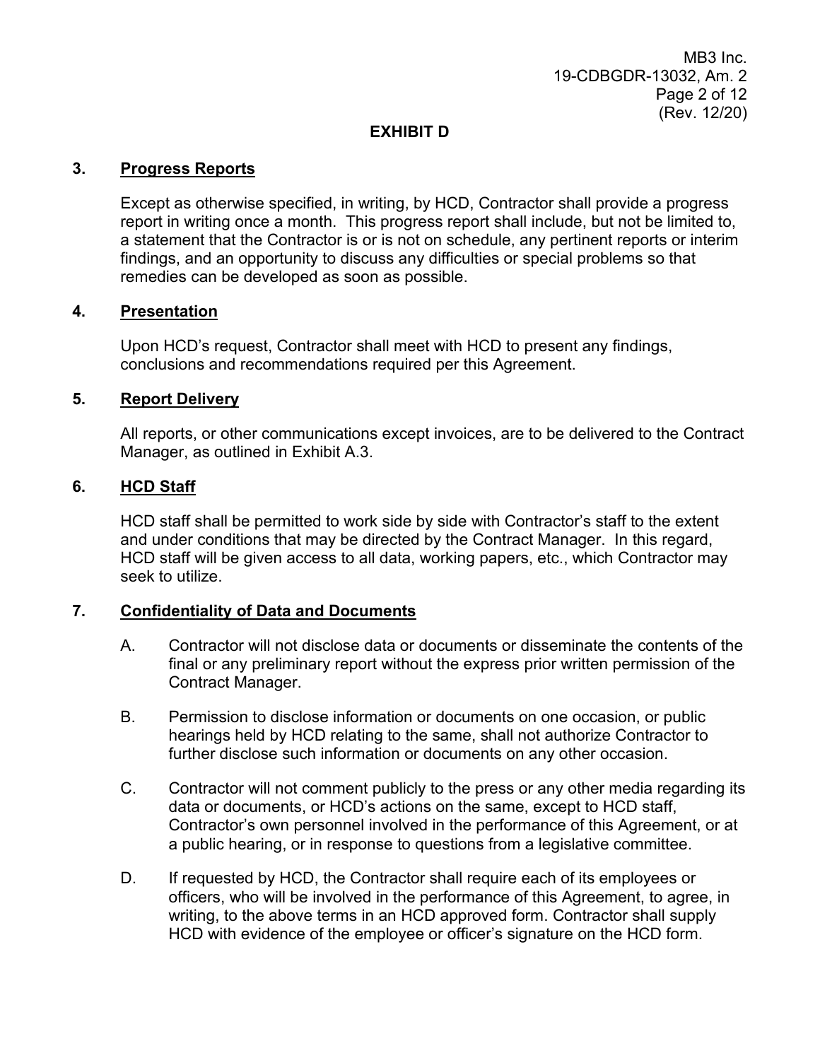## EXHIBIT D

### 3. Progress Reports

Except as otherwise specified, in writing, by HCD, Contractor shall provide a progress report in writing once a month. This progress report shall include, but not be limited to, a statement that the Contractor is or is not on schedule, any pertinent reports or interim findings, and an opportunity to discuss any difficulties or special problems so that remedies can be developed as soon as possible.

### 4. Presentation

Upon HCD's request, Contractor shall meet with HCD to present any findings, conclusions and recommendations required per this Agreement.

### 5. Report Delivery

All reports, or other communications except invoices, are to be delivered to the Contract Manager, as outlined in Exhibit A.3.

### 6. HCD Staff

HCD staff shall be permitted to work side by side with Contractor's staff to the extent and under conditions that may be directed by the Contract Manager. In this regard, HCD staff will be given access to all data, working papers, etc., which Contractor may seek to utilize.

### 7. Confidentiality of Data and Documents

A. Contractor will not disclose data or documents or disseminate the contents of the final or any preliminary report without the express prior written permission of the Contract Manager.

B. Permission to disclose information or documents on one occasion, or public hearings held by HCD relating to the same, shall not authorize Contractor to further disclose such information or documents on any other occasion.

C. Contractor will not comment publicly to the press or any other media regarding its data or documents, or HCD's actions on the same, except to HCD staff, Contractor's own personnel involved in the performance of this Agreement, or at a public hearing, or in response to questions from a legislative committee.

D. If requested by HCD, the Contractor shall require each of its employees or officers, who will be involved in the performance of this Agreement, to agree, in writing, to the above terms in an HCD approved form. Contractor shall supply HCD with evidence of the employee or officer's signature on the HCD form.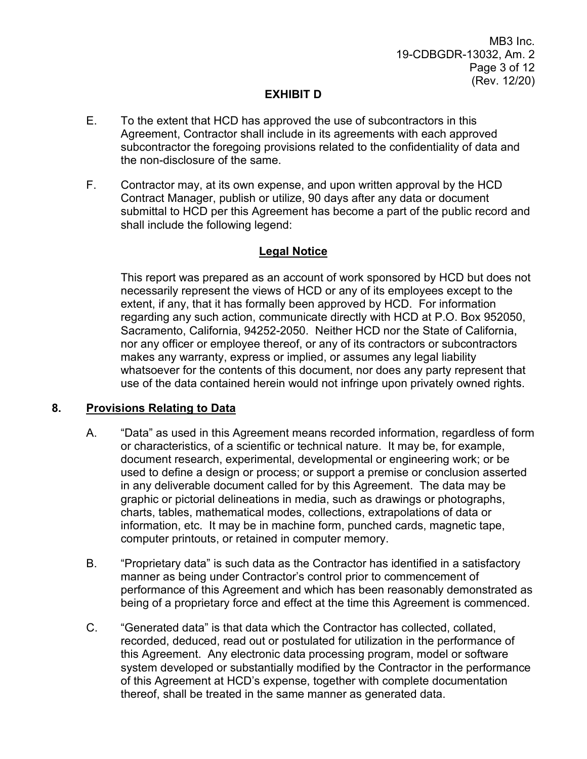## EXHIBIT D

E. To the extent that HCD has approved the use of subcontractors in this Agreement, Contractor shall include in its agreements with each approved subcontractor the foregoing provisions related to the confidentiality of data and the non-disclosure of the same.

F. Contractor may, at its own expense, and upon written approval by the HCD Contract Manager, publish or utilize, 90 days after any data or document submittal to HCD per this Agreement has become a part of the public record and shall include the following legend:

**Legal Notice**

This report was prepared as an account of work sponsored by HCD but does not necessarily represent the views of HCD or any of its employees except to the extent, if any, that it has formally been approved by HCD. For information regarding any such action, communicate directly with HCD at P.O. Box 952050, Sacramento, California, 94252-2050. Neither HCD nor the State of California, nor any officer or employee thereof, or any of its contractors or subcontractors makes any warranty, express or implied, or assumes any legal liability whatsoever for the contents of this document, nor does any party represent that use of the data contained herein would not infringe upon privately owned rights.

### 8. Provisions Relating to Data

A. "Data" as used in this Agreement means recorded information, regardless of form or characteristics, of a scientific or technical nature. It may be, for example, document research, experimental, developmental or engineering work; or be used to define a design or process; or support a premise or conclusion asserted in any deliverable document called for by this Agreement. The data may be graphic or pictorial delineations in media, such as drawings or photographs, charts, tables, mathematical modes, collections, extrapolations of data or information, etc. It may be in machine form, punched cards, magnetic tape, computer printouts, or retained in computer memory.

B. "Proprietary data" is such data as the Contractor has identified in a satisfactory manner as being under Contractor's control prior to commencement of performance of this Agreement and which has been reasonably demonstrated as being of a proprietary force and effect at the time this Agreement is commenced.

C. "Generated data" is that data which the Contractor has collected, collated, recorded, deduced, read out or postulated for utilization in the performance of this Agreement. Any electronic data processing program, model or software system developed or substantially modified by the Contractor in the performance of this Agreement at HCD's expense, together with complete documentation thereof, shall be treated in the same manner as generated data.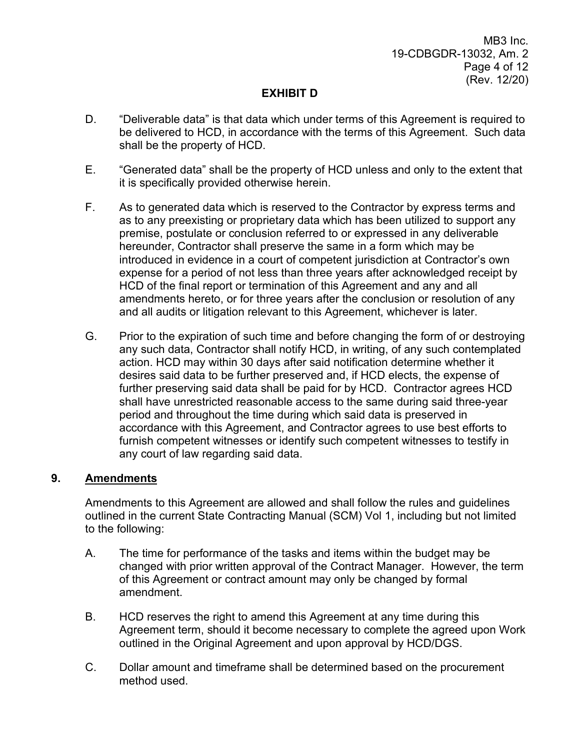## EXHIBIT D

D. "Deliverable data" is that data which under terms of this Agreement is required to be delivered to HCD, in accordance with the terms of this Agreement. Such data shall be the property of HCD.

E. "Generated data" shall be the property of HCD unless and only to the extent that it is specifically provided otherwise herein.

F. As to generated data which is reserved to the Contractor by express terms and as to any preexisting or proprietary data which has been utilized to support any premise, postulate or conclusion referred to or expressed in any deliverable hereunder, Contractor shall preserve the same in a form which may be introduced in evidence in a court of competent jurisdiction at Contractor's own expense for a period of not less than three years after acknowledged receipt by HCD of the final report or termination of this Agreement and any and all amendments hereto, or for three years after the conclusion or resolution of any and all audits or litigation relevant to this Agreement, whichever is later.

G. Prior to the expiration of such time and before changing the form of or destroying any such data, Contractor shall notify HCD, in writing, of any such contemplated action. HCD may within 30 days after said notification determine whether it desires said data to be further preserved and, if HCD elects, the expense of further preserving said data shall be paid for by HCD. Contractor agrees HCD shall have unrestricted reasonable access to the same during said three-year period and throughout the time during which said data is preserved in accordance with this Agreement, and Contractor agrees to use best efforts to furnish competent witnesses or identify such competent witnesses to testify in any court of law regarding said data.

### 9. Amendments

Amendments to this Agreement are allowed and shall follow the rules and guidelines outlined in the current State Contracting Manual (SCM) Vol 1, including but not limited to the following:

A. The time for performance of the tasks and items within the budget may be changed with prior written approval of the Contract Manager. However, the term of this Agreement or contract amount may only be changed by formal amendment.

B. HCD reserves the right to amend this Agreement at any time during this Agreement term, should it become necessary to complete the agreed upon Work outlined in the Original Agreement and upon approval by HCD/DGS.

C. Dollar amount and timeframe shall be determined based on the procurement method used.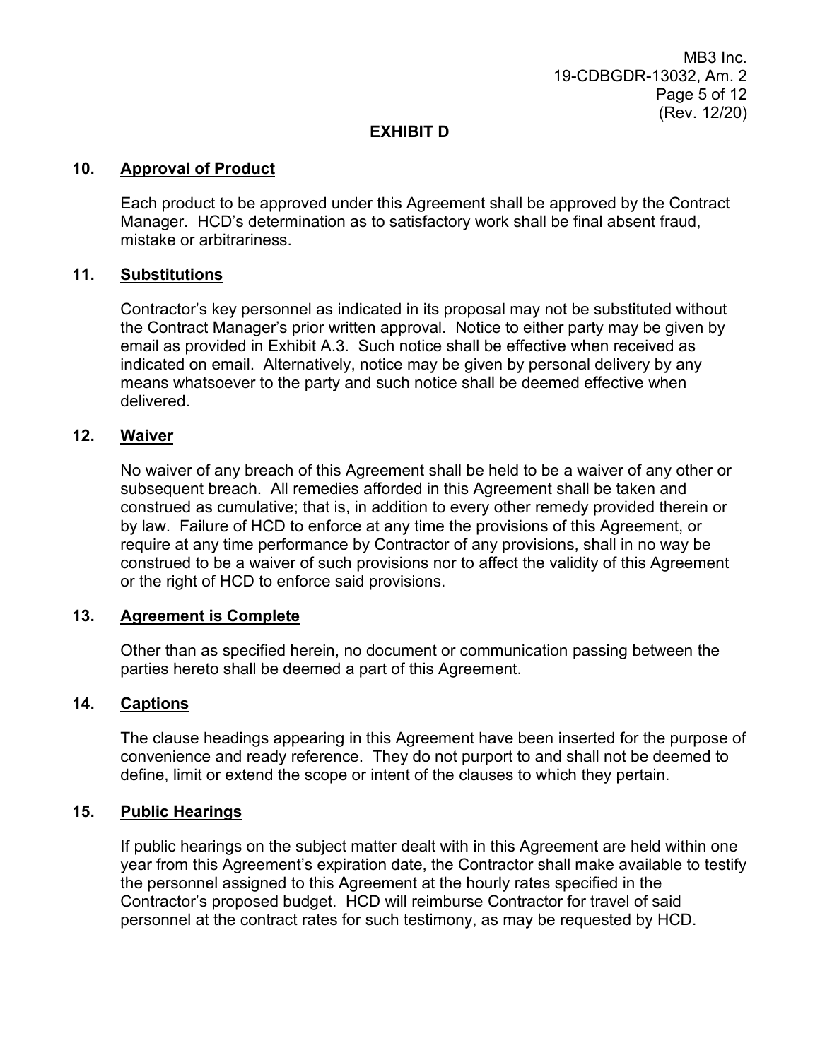## EXHIBIT D

**10. Approval of Product**

Each product to be approved under this Agreement shall be approved by the Contract Manager. HCD's determination as to satisfactory work shall be final absent fraud, mistake or arbitrariness.

**11. Substitutions**

Contractor's key personnel as indicated in its proposal may not be substituted without the Contract Manager's prior written approval. Notice to either party may be given by email as provided in Exhibit A.3. Such notice shall be effective when received as indicated on email. Alternatively, notice may be given by personal delivery by any means whatsoever to the party and such notice shall be deemed effective when delivered.

**12. Waiver**

No waiver of any breach of this Agreement shall be held to be a waiver of any other or subsequent breach. All remedies afforded in this Agreement shall be taken and construed as cumulative; that is, in addition to every other remedy provided therein or by law. Failure of HCD to enforce at any time the provisions of this Agreement, or require at any time performance by Contractor of any provisions, shall in no way be construed to be a waiver of such provisions nor to affect the validity of this Agreement or the right of HCD to enforce said provisions.

**13. Agreement is Complete**

Other than as specified herein, no document or communication passing between the parties hereto shall be deemed a part of this Agreement.

**14. Captions**

The clause headings appearing in this Agreement have been inserted for the purpose of convenience and ready reference. They do not purport to and shall not be deemed to define, limit or extend the scope or intent of the clauses to which they pertain.

**15. Public Hearings**

If public hearings on the subject matter dealt with in this Agreement are held within one year from this Agreement's expiration date, the Contractor shall make available to testify the personnel assigned to this Agreement at the hourly rates specified in the Contractor's proposed budget. HCD will reimburse Contractor for travel of said personnel at the contract rates for such testimony, as may be requested by HCD.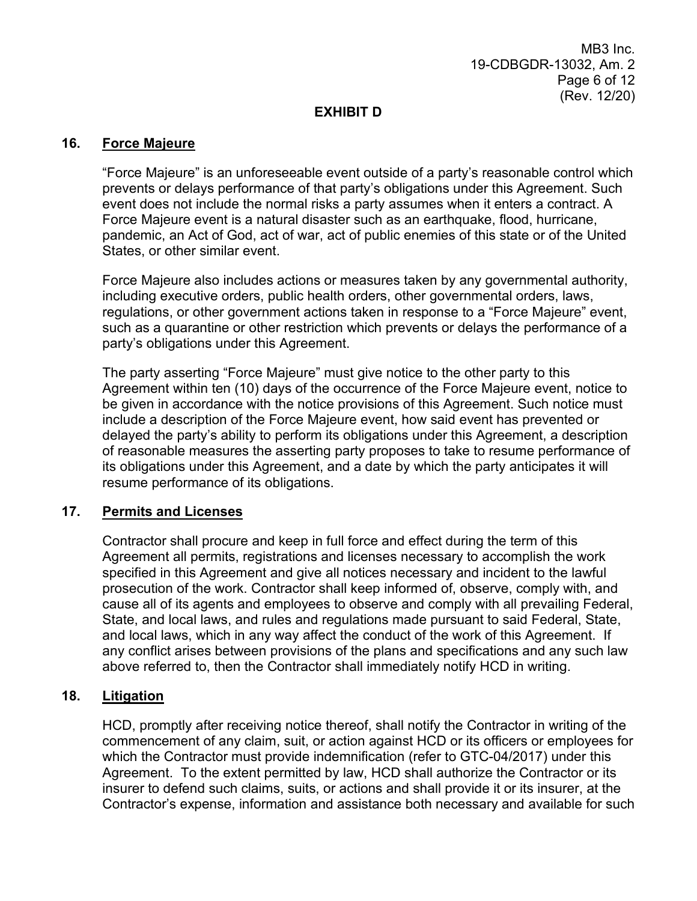## EXHIBIT D

### 16. Force Majeure

"Force Majeure" is an unforeseeable event outside of a party's reasonable control which prevents or delays performance of that party's obligations under this Agreement. Such event does not include the normal risks a party assumes when it enters a contract. A Force Majeure event is a natural disaster such as an earthquake, flood, hurricane, pandemic, an Act of God, act of war, act of public enemies of this state or of the United States, or other similar event.

Force Majeure also includes actions or measures taken by any governmental authority, including executive orders, public health orders, other governmental orders, laws, regulations, or other government actions taken in response to a "Force Majeure" event, such as a quarantine or other restriction which prevents or delays the performance of a party's obligations under this Agreement.

The party asserting "Force Majeure" must give notice to the other party to this Agreement within ten (10) days of the occurrence of the Force Majeure event, notice to be given in accordance with the notice provisions of this Agreement. Such notice must include a description of the Force Majeure event, how said event has prevented or delayed the party's ability to perform its obligations under this Agreement, a description of reasonable measures the asserting party proposes to take to resume performance of its obligations under this Agreement, and a date by which the party anticipates it will resume performance of its obligations.

### 17. Permits and Licenses

Contractor shall procure and keep in full force and effect during the term of this Agreement all permits, registrations and licenses necessary to accomplish the work specified in this Agreement and give all notices necessary and incident to the lawful prosecution of the work. Contractor shall keep informed of, observe, comply with, and cause all of its agents and employees to observe and comply with all prevailing Federal, State, and local laws, and rules and regulations made pursuant to said Federal, State, and local laws, which in any way affect the conduct of the work of this Agreement. If any conflict arises between provisions of the plans and specifications and any such law above referred to, then the Contractor shall immediately notify HCD in writing.

### 18. Litigation

HCD, promptly after receiving notice thereof, shall notify the Contractor in writing of the commencement of any claim, suit, or action against HCD or its officers or employees for which the Contractor must provide indemnification (refer to GTC-04/2017) under this Agreement. To the extent permitted by law, HCD shall authorize the Contractor or its insurer to defend such claims, suits, or actions and shall provide it or its insurer, at the Contractor's expense, information and assistance both necessary and available for such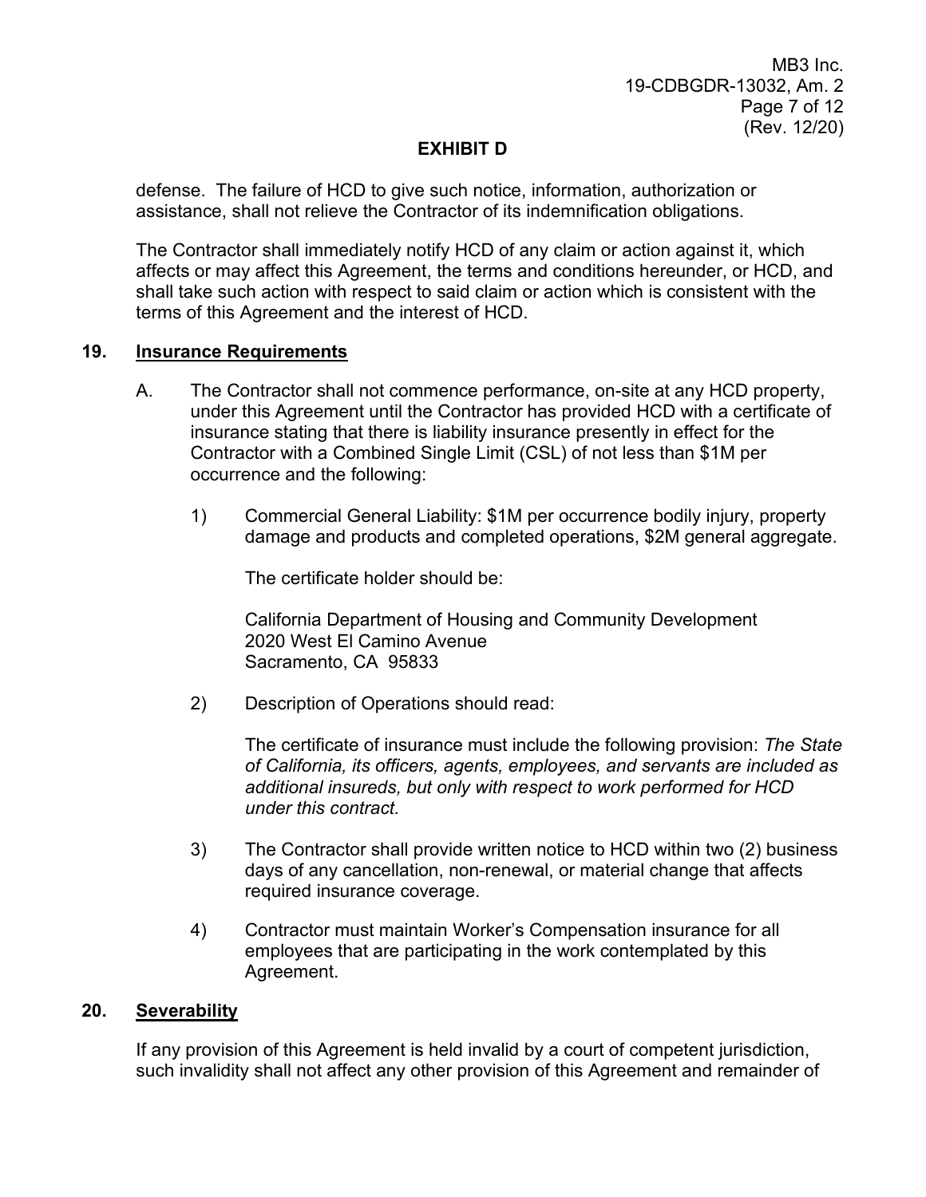## EXHIBIT D

defense. The failure of HCD to give such notice, information, authorization or assistance, shall not relieve the Contractor of its indemnification obligations.

The Contractor shall immediately notify HCD of any claim or action against it, which affects or may affect this Agreement, the terms and conditions hereunder, or HCD, and shall take such action with respect to said claim or action which is consistent with the terms of this Agreement and the interest of HCD.

### 19. Insurance Requirements

A. The Contractor shall not commence performance, on-site at any HCD property, under this Agreement until the Contractor has provided HCD with a certificate of insurance stating that there is liability insurance presently in effect for the Contractor with a Combined Single Limit (CSL) of not less than $1M per occurrence and the following:

1) Commercial General Liability: $1M per occurrence bodily injury, property damage and products and completed operations, $2M general aggregate.

   The certificate holder should be:

   California Department of Housing and Community Development
   2020 West El Camino Avenue
   Sacramento, CA 95833

2) Description of Operations should read:

   The certificate of insurance must include the following provision: *The State of California, its officers, agents, employees, and servants are included as additional insureds, but only with respect to work performed for HCD under this contract.*

3) The Contractor shall provide written notice to HCD within two (2) business days of any cancellation, non-renewal, or material change that affects required insurance coverage.

4) Contractor must maintain Worker's Compensation insurance for all employees that are participating in the work contemplated by this Agreement.

### 20. Severability

If any provision of this Agreement is held invalid by a court of competent jurisdiction, such invalidity shall not affect any other provision of this Agreement and remainder of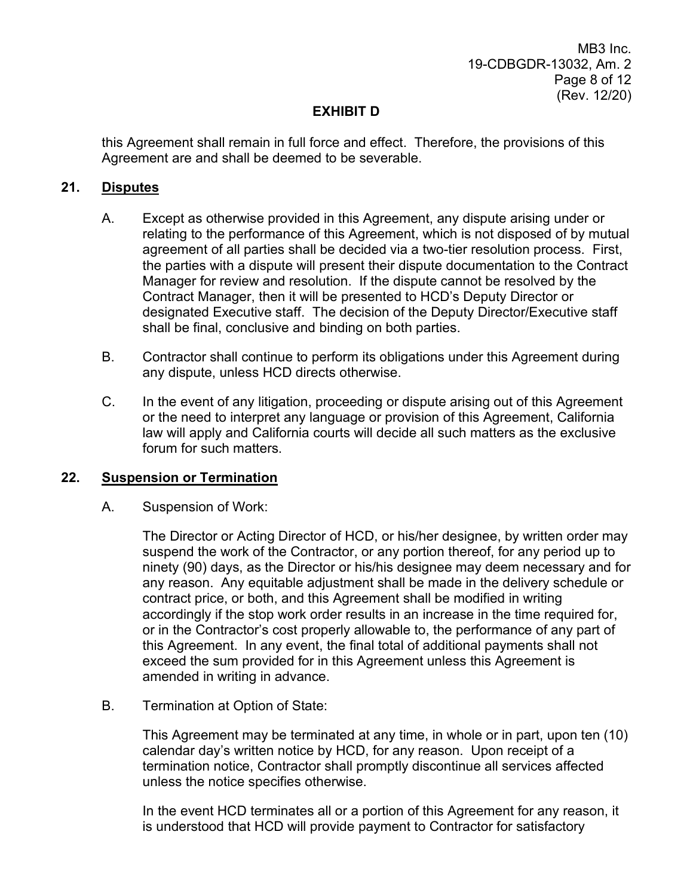## EXHIBIT D

this Agreement shall remain in full force and effect. Therefore, the provisions of this Agreement are and shall be deemed to be severable.

**21. Disputes**

A. Except as otherwise provided in this Agreement, any dispute arising under or relating to the performance of this Agreement, which is not disposed of by mutual agreement of all parties shall be decided via a two-tier resolution process. First, the parties with a dispute will present their dispute documentation to the Contract Manager for review and resolution. If the dispute cannot be resolved by the Contract Manager, then it will be presented to HCD's Deputy Director or designated Executive staff. The decision of the Deputy Director/Executive staff shall be final, conclusive and binding on both parties.

B. Contractor shall continue to perform its obligations under this Agreement during any dispute, unless HCD directs otherwise.

C. In the event of any litigation, proceeding or dispute arising out of this Agreement or the need to interpret any language or provision of this Agreement, California law will apply and California courts will decide all such matters as the exclusive forum for such matters.

**22. Suspension or Termination**

A. Suspension of Work:

The Director or Acting Director of HCD, or his/her designee, by written order may suspend the work of the Contractor, or any portion thereof, for any period up to ninety (90) days, as the Director or his/his designee may deem necessary and for any reason. Any equitable adjustment shall be made in the delivery schedule or contract price, or both, and this Agreement shall be modified in writing accordingly if the stop work order results in an increase in the time required for, or in the Contractor's cost properly allowable to, the performance of any part of this Agreement. In any event, the final total of additional payments shall not exceed the sum provided for in this Agreement unless this Agreement is amended in writing in advance.

B. Termination at Option of State:

This Agreement may be terminated at any time, in whole or in part, upon ten (10) calendar day's written notice by HCD, for any reason. Upon receipt of a termination notice, Contractor shall promptly discontinue all services affected unless the notice specifies otherwise.

In the event HCD terminates all or a portion of this Agreement for any reason, it is understood that HCD will provide payment to Contractor for satisfactory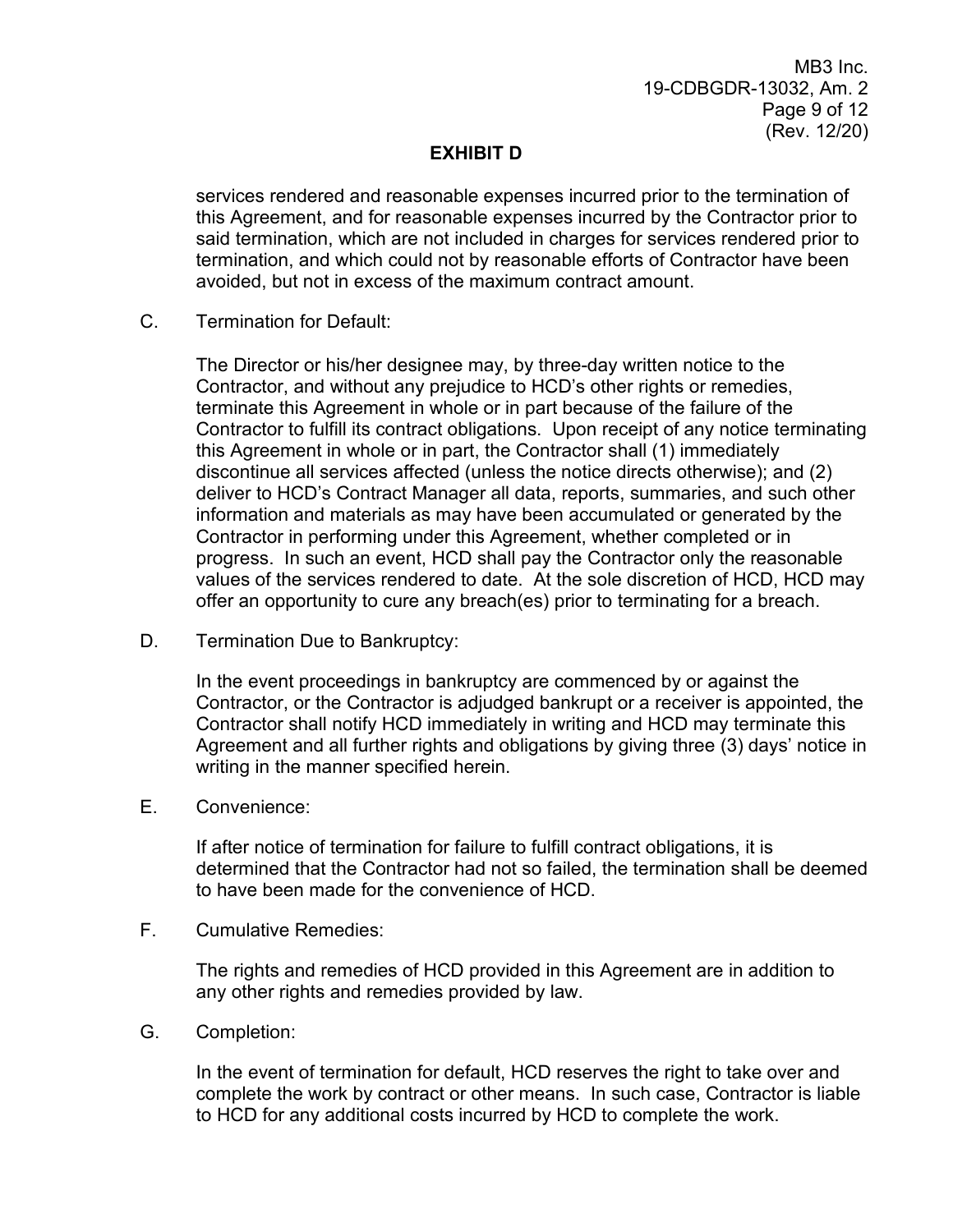## EXHIBIT D

services rendered and reasonable expenses incurred prior to the termination of this Agreement, and for reasonable expenses incurred by the Contractor prior to said termination, which are not included in charges for services rendered prior to termination, and which could not by reasonable efforts of Contractor have been avoided, but not in excess of the maximum contract amount.

C. Termination for Default:

The Director or his/her designee may, by three-day written notice to the Contractor, and without any prejudice to HCD's other rights or remedies, terminate this Agreement in whole or in part because of the failure of the Contractor to fulfill its contract obligations. Upon receipt of any notice terminating this Agreement in whole or in part, the Contractor shall (1) immediately discontinue all services affected (unless the notice directs otherwise); and (2) deliver to HCD's Contract Manager all data, reports, summaries, and such other information and materials as may have been accumulated or generated by the Contractor in performing under this Agreement, whether completed or in progress. In such an event, HCD shall pay the Contractor only the reasonable values of the services rendered to date. At the sole discretion of HCD, HCD may offer an opportunity to cure any breach(es) prior to terminating for a breach.

D. Termination Due to Bankruptcy:

In the event proceedings in bankruptcy are commenced by or against the Contractor, or the Contractor is adjudged bankrupt or a receiver is appointed, the Contractor shall notify HCD immediately in writing and HCD may terminate this Agreement and all further rights and obligations by giving three (3) days' notice in writing in the manner specified herein.

E. Convenience:

If after notice of termination for failure to fulfill contract obligations, it is determined that the Contractor had not so failed, the termination shall be deemed to have been made for the convenience of HCD.

F. Cumulative Remedies:

The rights and remedies of HCD provided in this Agreement are in addition to any other rights and remedies provided by law.

G. Completion:

In the event of termination for default, HCD reserves the right to take over and complete the work by contract or other means. In such case, Contractor is liable to HCD for any additional costs incurred by HCD to complete the work.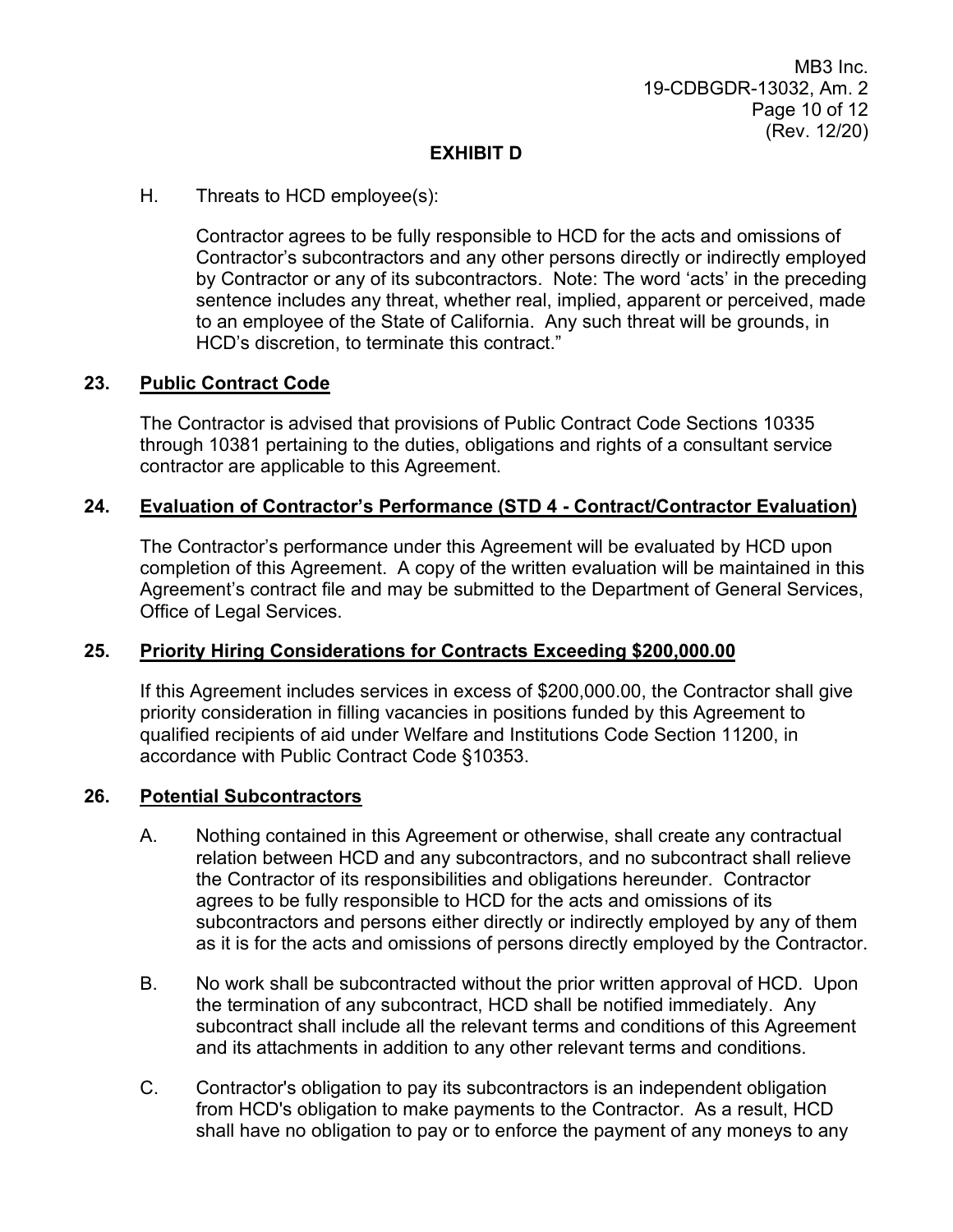# EXHIBIT D

H. Threats to HCD employee(s):

Contractor agrees to be fully responsible to HCD for the acts and omissions of Contractor's subcontractors and any other persons directly or indirectly employed by Contractor or any of its subcontractors. Note: The word 'acts' in the preceding sentence includes any threat, whether real, implied, apparent or perceived, made to an employee of the State of California. Any such threat will be grounds, in HCD's discretion, to terminate this contract."

## 23. Public Contract Code

The Contractor is advised that provisions of Public Contract Code Sections 10335 through 10381 pertaining to the duties, obligations and rights of a consultant service contractor are applicable to this Agreement.

## 24. Evaluation of Contractor's Performance (STD 4 - Contract/Contractor Evaluation)

The Contractor's performance under this Agreement will be evaluated by HCD upon completion of this Agreement. A copy of the written evaluation will be maintained in this Agreement's contract file and may be submitted to the Department of General Services, Office of Legal Services.

## 25. Priority Hiring Considerations for Contracts Exceeding $200,000.00

If this Agreement includes services in excess of $200,000.00, the Contractor shall give priority consideration in filling vacancies in positions funded by this Agreement to qualified recipients of aid under Welfare and Institutions Code Section 11200, in accordance with Public Contract Code §10353.

## 26. Potential Subcontractors

A. Nothing contained in this Agreement or otherwise, shall create any contractual relation between HCD and any subcontractors, and no subcontract shall relieve the Contractor of its responsibilities and obligations hereunder. Contractor agrees to be fully responsible to HCD for the acts and omissions of its subcontractors and persons either directly or indirectly employed by any of them as it is for the acts and omissions of persons directly employed by the Contractor.

B. No work shall be subcontracted without the prior written approval of HCD. Upon the termination of any subcontract, HCD shall be notified immediately. Any subcontract shall include all the relevant terms and conditions of this Agreement and its attachments in addition to any other relevant terms and conditions.

C. Contractor's obligation to pay its subcontractors is an independent obligation from HCD's obligation to make payments to the Contractor. As a result, HCD shall have no obligation to pay or to enforce the payment of any moneys to any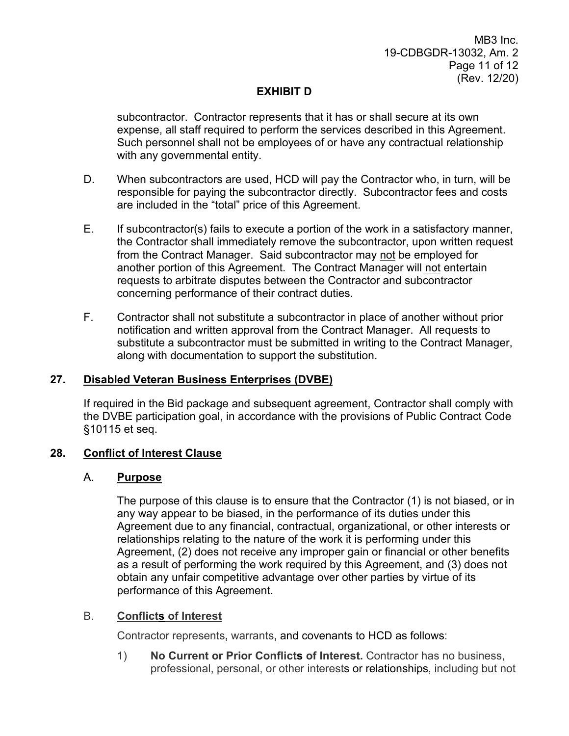# EXHIBIT D

subcontractor. Contractor represents that it has or shall secure at its own expense, all staff required to perform the services described in this Agreement. Such personnel shall not be employees of or have any contractual relationship with any governmental entity.

D. When subcontractors are used, HCD will pay the Contractor who, in turn, will be responsible for paying the subcontractor directly. Subcontractor fees and costs are included in the "total" price of this Agreement.

E. If subcontractor(s) fails to execute a portion of the work in a satisfactory manner, the Contractor shall immediately remove the subcontractor, upon written request from the Contract Manager. Said subcontractor may <u>not</u> be employed for another portion of this Agreement. The Contract Manager will <u>not</u> entertain requests to arbitrate disputes between the Contractor and subcontractor concerning performance of their contract duties.

F. Contractor shall not substitute a subcontractor in place of another without prior notification and written approval from the Contract Manager. All requests to substitute a subcontractor must be submitted in writing to the Contract Manager, along with documentation to support the substitution.

## 27. <u>Disabled Veteran Business Enterprises (DVBE)</u>

If required in the Bid package and subsequent agreement, Contractor shall comply with the DVBE participation goal, in accordance with the provisions of Public Contract Code §10115 et seq.

## 28. <u>Conflict of Interest Clause</u>

### A. <u>Purpose</u>

The purpose of this clause is to ensure that the Contractor (1) is not biased, or in any way appear to be biased, in the performance of its duties under this Agreement due to any financial, contractual, organizational, or other interests or relationships relating to the nature of the work it is performing under this Agreement, (2) does not receive any improper gain or financial or other benefits as a result of performing the work required by this Agreement, and (3) does not obtain any unfair competitive advantage over other parties by virtue of its performance of this Agreement.

### B. <u>Conflicts of Interest</u>

Contractor represents, warrants, and covenants to HCD as follows:

1) **No Current or Prior Conflicts of Interest.** Contractor has no business, professional, personal, or other interests or relationships, including but not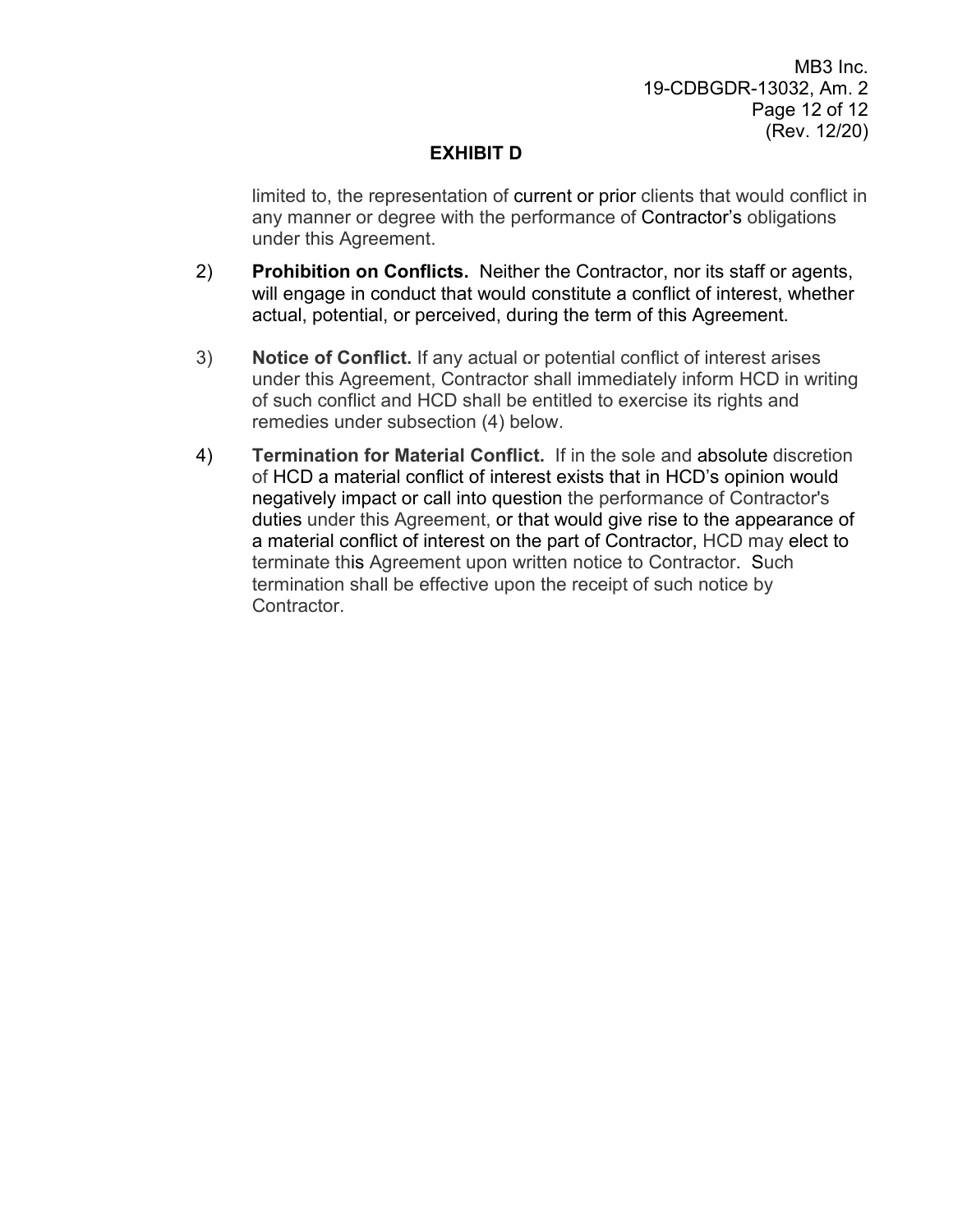## EXHIBIT D

limited to, the representation of current or prior clients that would conflict in any manner or degree with the performance of Contractor's obligations under this Agreement.

2) **Prohibition on Conflicts.** Neither the Contractor, nor its staff or agents, will engage in conduct that would constitute a conflict of interest, whether actual, potential, or perceived, during the term of this Agreement.

3) **Notice of Conflict.** If any actual or potential conflict of interest arises under this Agreement, Contractor shall immediately inform HCD in writing of such conflict and HCD shall be entitled to exercise its rights and remedies under subsection (4) below.

4) **Termination for Material Conflict.** If in the sole and absolute discretion of HCD a material conflict of interest exists that in HCD's opinion would negatively impact or call into question the performance of Contractor's duties under this Agreement, or that would give rise to the appearance of a material conflict of interest on the part of Contractor, HCD may elect to terminate this Agreement upon written notice to Contractor. Such termination shall be effective upon the receipt of such notice by Contractor.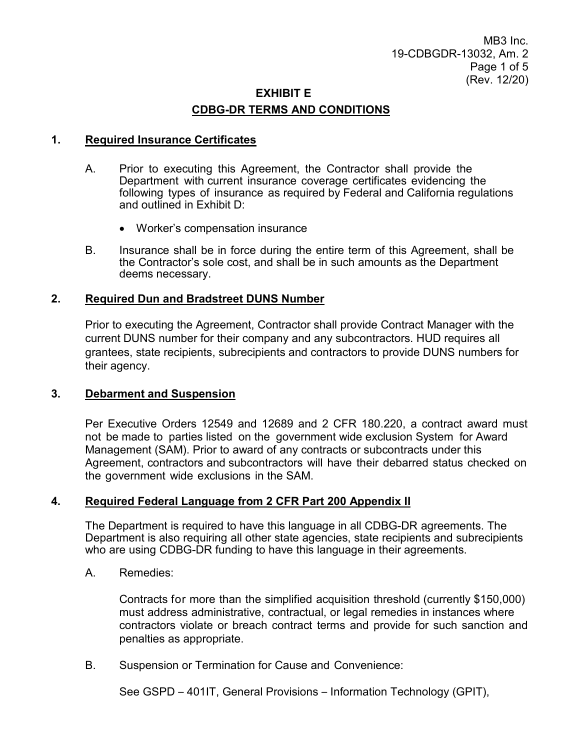# EXHIBIT E

## CDBG-DR TERMS AND CONDITIONS

### 1. Required Insurance Certificates

A. Prior to executing this Agreement, the Contractor shall provide the Department with current insurance coverage certificates evidencing the following types of insurance as required by Federal and California regulations and outlined in Exhibit D:

- Worker's compensation insurance

B. Insurance shall be in force during the entire term of this Agreement, shall be the Contractor's sole cost, and shall be in such amounts as the Department deems necessary.

### 2. Required Dun and Bradstreet DUNS Number

Prior to executing the Agreement, Contractor shall provide Contract Manager with the current DUNS number for their company and any subcontractors. HUD requires all grantees, state recipients, subrecipients and contractors to provide DUNS numbers for their agency.

### 3. Debarment and Suspension

Per Executive Orders 12549 and 12689 and 2 CFR 180.220, a contract award must not be made to parties listed on the government wide exclusion System for Award Management (SAM). Prior to award of any contracts or subcontracts under this Agreement, contractors and subcontractors will have their debarred status checked on the government wide exclusions in the SAM.

### 4. Required Federal Language from 2 CFR Part 200 Appendix II

The Department is required to have this language in all CDBG-DR agreements. The Department is also requiring all other state agencies, state recipients and subrecipients who are using CDBG-DR funding to have this language in their agreements.

A. Remedies:

Contracts for more than the simplified acquisition threshold (currently $150,000) must address administrative, contractual, or legal remedies in instances where contractors violate or breach contract terms and provide for such sanction and penalties as appropriate.

B. Suspension or Termination for Cause and Convenience:

See GSPD – 401IT, General Provisions – Information Technology (GPIT),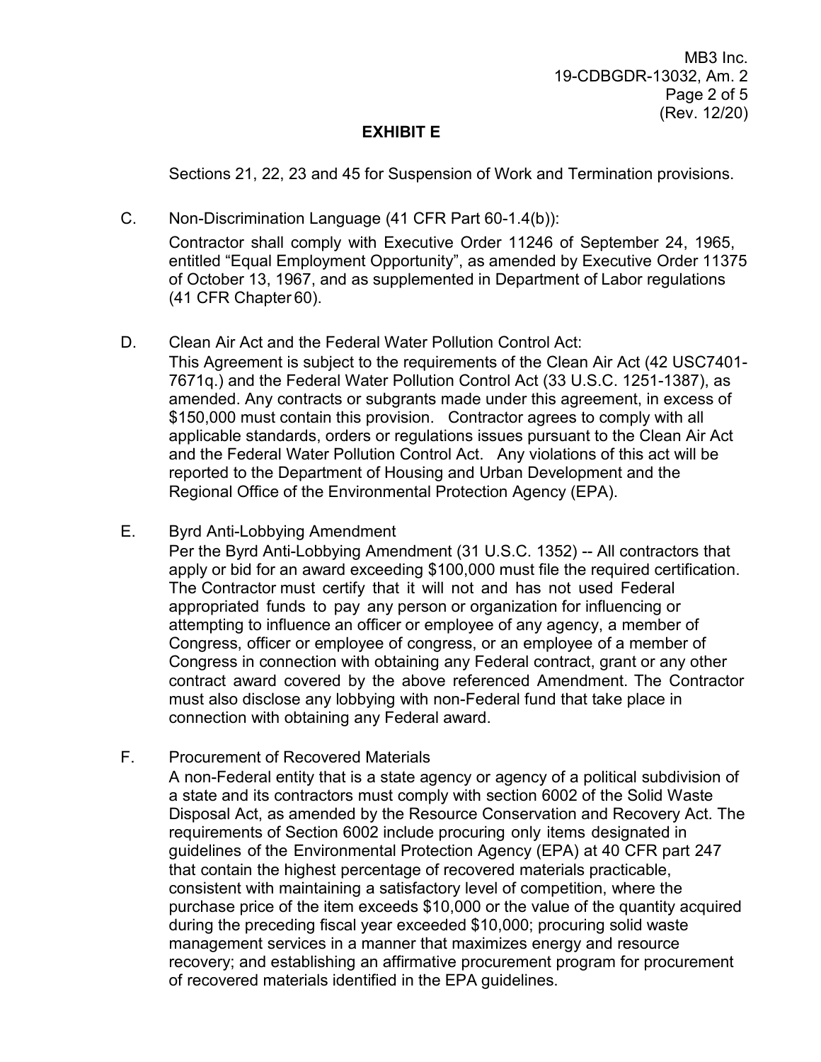## EXHIBIT E

Sections 21, 22, 23 and 45 for Suspension of Work and Termination provisions.

C. Non-Discrimination Language (41 CFR Part 60-1.4(b)):

Contractor shall comply with Executive Order 11246 of September 24, 1965, entitled "Equal Employment Opportunity", as amended by Executive Order 11375 of October 13, 1967, and as supplemented in Department of Labor regulations (41 CFR Chapter 60).

D. Clean Air Act and the Federal Water Pollution Control Act:

This Agreement is subject to the requirements of the Clean Air Act (42 USC7401-7671q.) and the Federal Water Pollution Control Act (33 U.S.C. 1251-1387), as amended. Any contracts or subgrants made under this agreement, in excess of $150,000 must contain this provision. Contractor agrees to comply with all applicable standards, orders or regulations issues pursuant to the Clean Air Act and the Federal Water Pollution Control Act. Any violations of this act will be reported to the Department of Housing and Urban Development and the Regional Office of the Environmental Protection Agency (EPA).

E. Byrd Anti-Lobbying Amendment

Per the Byrd Anti-Lobbying Amendment (31 U.S.C. 1352) -- All contractors that apply or bid for an award exceeding $100,000 must file the required certification. The Contractor must certify that it will not and has not used Federal appropriated funds to pay any person or organization for influencing or attempting to influence an officer or employee of any agency, a member of Congress, officer or employee of congress, or an employee of a member of Congress in connection with obtaining any Federal contract, grant or any other contract award covered by the above referenced Amendment. The Contractor must also disclose any lobbying with non-Federal fund that take place in connection with obtaining any Federal award.

F. Procurement of Recovered Materials

A non-Federal entity that is a state agency or agency of a political subdivision of a state and its contractors must comply with section 6002 of the Solid Waste Disposal Act, as amended by the Resource Conservation and Recovery Act. The requirements of Section 6002 include procuring only items designated in guidelines of the Environmental Protection Agency (EPA) at 40 CFR part 247 that contain the highest percentage of recovered materials practicable, consistent with maintaining a satisfactory level of competition, where the purchase price of the item exceeds $10,000 or the value of the quantity acquired during the preceding fiscal year exceeded $10,000; procuring solid waste management services in a manner that maximizes energy and resource recovery; and establishing an affirmative procurement program for procurement of recovered materials identified in the EPA guidelines.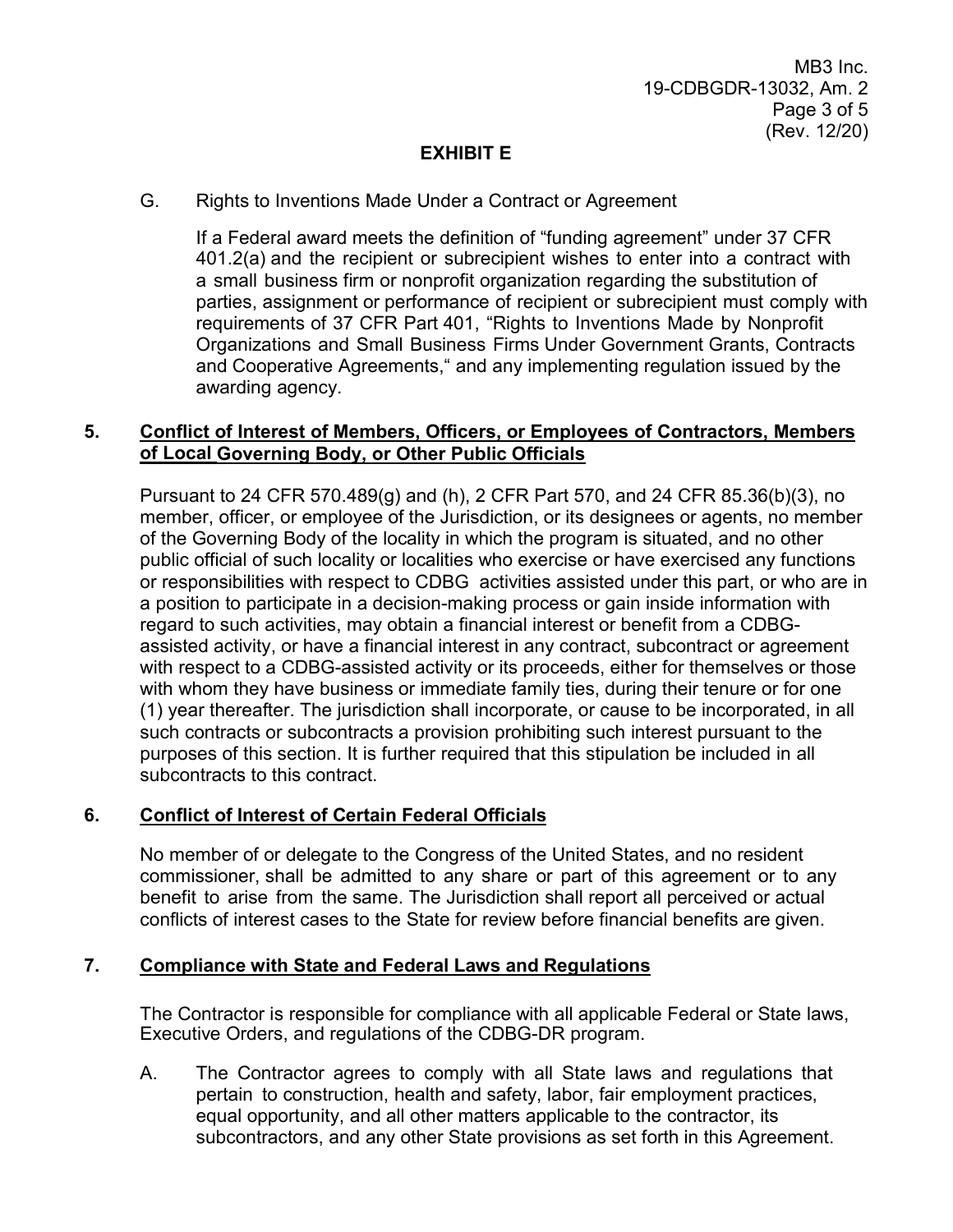## EXHIBIT E

G. Rights to Inventions Made Under a Contract or Agreement

If a Federal award meets the definition of "funding agreement" under 37 CFR 401.2(a) and the recipient or subrecipient wishes to enter into a contract with a small business firm or nonprofit organization regarding the substitution of parties, assignment or performance of recipient or subrecipient must comply with requirements of 37 CFR Part 401, "Rights to Inventions Made by Nonprofit Organizations and Small Business Firms Under Government Grants, Contracts and Cooperative Agreements," and any implementing regulation issued by the awarding agency.

### 5. Conflict of Interest of Members, Officers, or Employees of Contractors, Members of Local Governing Body, or Other Public Officials

Pursuant to 24 CFR 570.489(g) and (h), 2 CFR Part 570, and 24 CFR 85.36(b)(3), no member, officer, or employee of the Jurisdiction, or its designees or agents, no member of the Governing Body of the locality in which the program is situated, and no other public official of such locality or localities who exercise or have exercised any functions or responsibilities with respect to CDBG activities assisted under this part, or who are in a position to participate in a decision-making process or gain inside information with regard to such activities, may obtain a financial interest or benefit from a CDBG-assisted activity, or have a financial interest in any contract, subcontract or agreement with respect to a CDBG-assisted activity or its proceeds, either for themselves or those with whom they have business or immediate family ties, during their tenure or for one (1) year thereafter. The jurisdiction shall incorporate, or cause to be incorporated, in all such contracts or subcontracts a provision prohibiting such interest pursuant to the purposes of this section. It is further required that this stipulation be included in all subcontracts to this contract.

### 6. Conflict of Interest of Certain Federal Officials

No member of or delegate to the Congress of the United States, and no resident commissioner, shall be admitted to any share or part of this agreement or to any benefit to arise from the same. The Jurisdiction shall report all perceived or actual conflicts of interest cases to the State for review before financial benefits are given.

### 7. Compliance with State and Federal Laws and Regulations

The Contractor is responsible for compliance with all applicable Federal or State laws, Executive Orders, and regulations of the CDBG-DR program.

A. The Contractor agrees to comply with all State laws and regulations that pertain to construction, health and safety, labor, fair employment practices, equal opportunity, and all other matters applicable to the contractor, its subcontractors, and any other State provisions as set forth in this Agreement.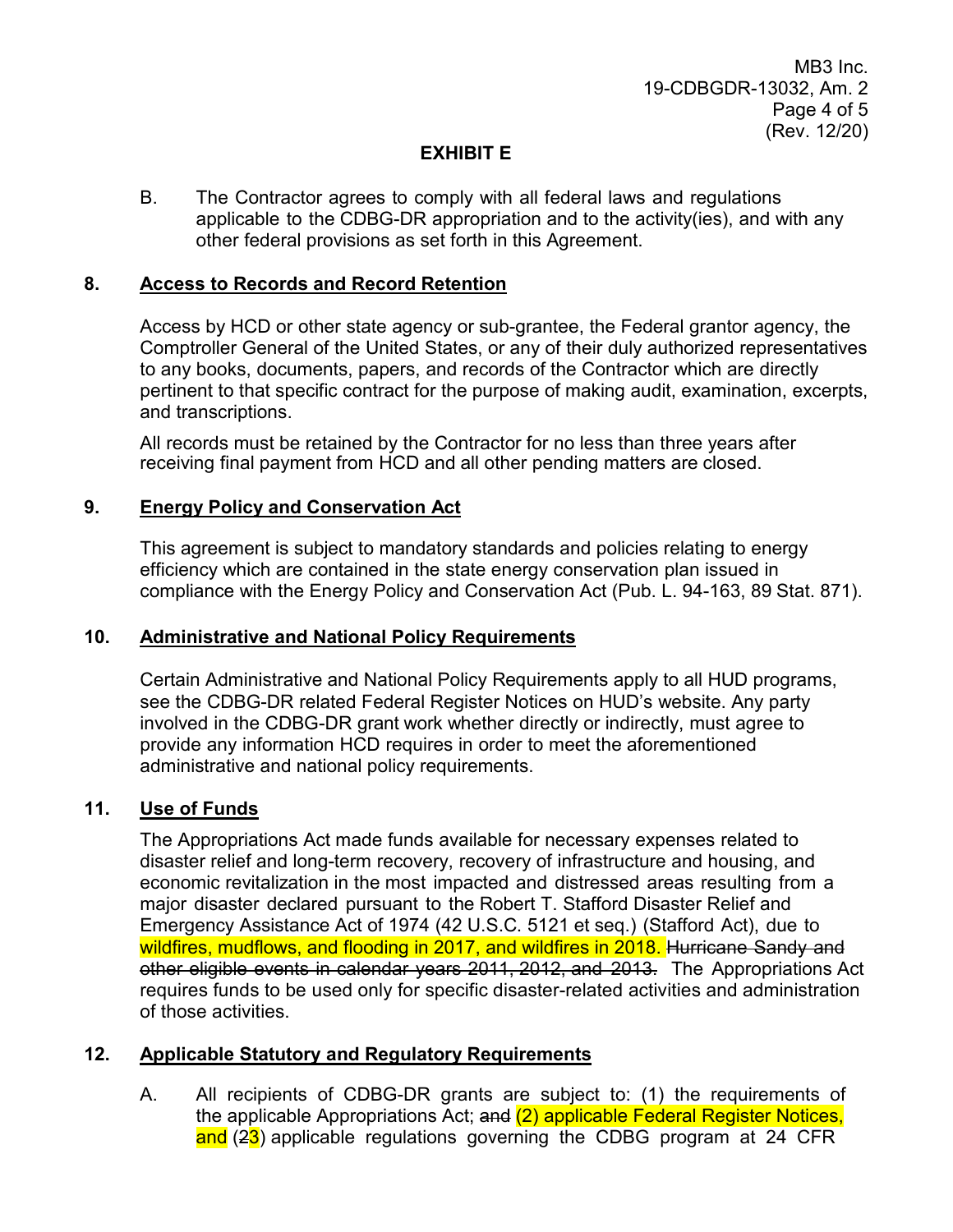## EXHIBIT E

B. The Contractor agrees to comply with all federal laws and regulations applicable to the CDBG-DR appropriation and to the activity(ies), and with any other federal provisions as set forth in this Agreement.

**8. Access to Records and Record Retention**

Access by HCD or other state agency or sub-grantee, the Federal grantor agency, the Comptroller General of the United States, or any of their duly authorized representatives to any books, documents, papers, and records of the Contractor which are directly pertinent to that specific contract for the purpose of making audit, examination, excerpts, and transcriptions.

All records must be retained by the Contractor for no less than three years after receiving final payment from HCD and all other pending matters are closed.

**9. Energy Policy and Conservation Act**

This agreement is subject to mandatory standards and policies relating to energy efficiency which are contained in the state energy conservation plan issued in compliance with the Energy Policy and Conservation Act (Pub. L. 94-163, 89 Stat. 871).

**10. Administrative and National Policy Requirements**

Certain Administrative and National Policy Requirements apply to all HUD programs, see the CDBG-DR related Federal Register Notices on HUD's website. Any party involved in the CDBG-DR grant work whether directly or indirectly, must agree to provide any information HCD requires in order to meet the aforementioned administrative and national policy requirements.

**11. Use of Funds**

The Appropriations Act made funds available for necessary expenses related to disaster relief and long-term recovery, recovery of infrastructure and housing, and economic revitalization in the most impacted and distressed areas resulting from a major disaster declared pursuant to the Robert T. Stafford Disaster Relief and Emergency Assistance Act of 1974 (42 U.S.C. 5121 et seq.) (Stafford Act), due to wildfires, mudflows, and flooding in 2017, and wildfires in 2018. ~~Hurricane Sandy and other eligible events in calendar years 2011, 2012, and 2013.~~ The Appropriations Act requires funds to be used only for specific disaster-related activities and administration of those activities.

**12. Applicable Statutory and Regulatory Requirements**

A. All recipients of CDBG-DR grants are subject to: (1) the requirements of the applicable Appropriations Act; ~~and~~ (2) applicable Federal Register Notices, and (~~2~~3) applicable regulations governing the CDBG program at 24 CFR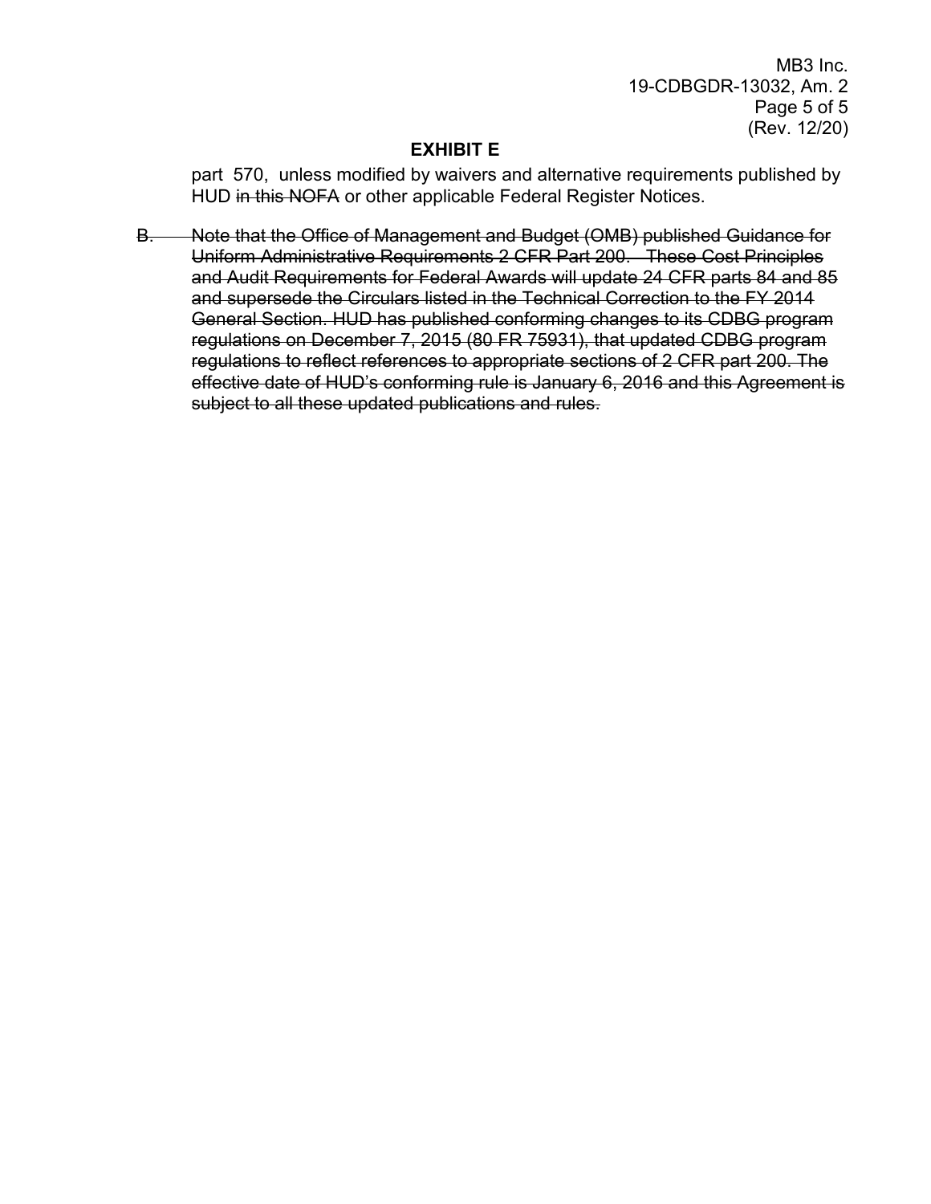## EXHIBIT E

part 570, unless modified by waivers and alternative requirements published by HUD ~~in this NOFA~~ or other applicable Federal Register Notices.

~~B. Note that the Office of Management and Budget (OMB) published Guidance for Uniform Administrative Requirements 2 CFR Part 200. These Cost Principles and Audit Requirements for Federal Awards will update 24 CFR parts 84 and 85 and supersede the Circulars listed in the Technical Correction to the FY 2014 General Section. HUD has published conforming changes to its CDBG program regulations on December 7, 2015 (80 FR 75931), that updated CDBG program regulations to reflect references to appropriate sections of 2 CFR part 200. The effective date of HUD's conforming rule is January 6, 2016 and this Agreement is subject to all these updated publications and rules.~~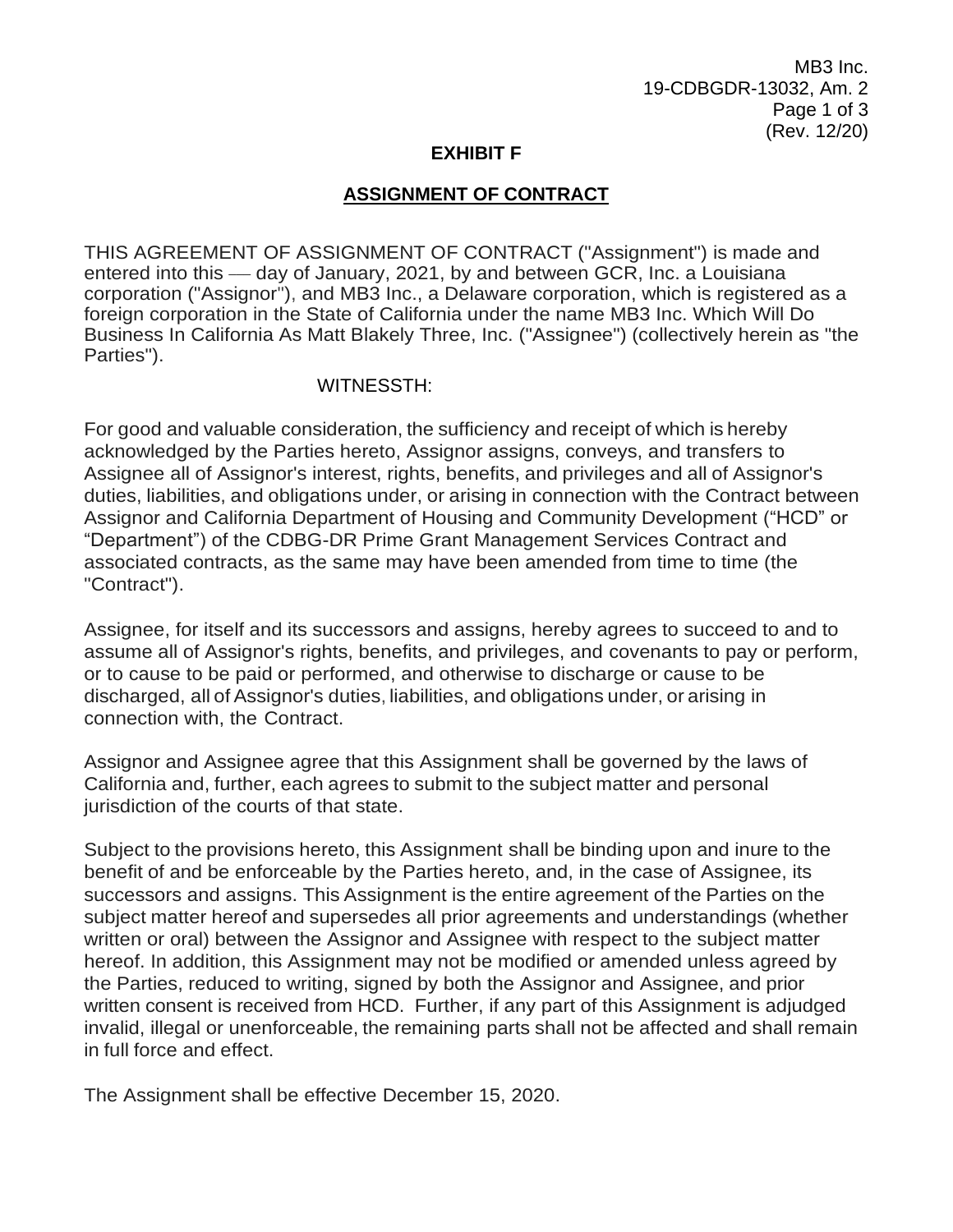# EXHIBIT F

## ASSIGNMENT OF CONTRACT

THIS AGREEMENT OF ASSIGNMENT OF CONTRACT ("Assignment") is made and entered into this — day of January, 2021, by and between GCR, Inc. a Louisiana corporation ("Assignor"), and MB3 Inc., a Delaware corporation, which is registered as a foreign corporation in the State of California under the name MB3 Inc. Which Will Do Business In California As Matt Blakely Three, Inc. ("Assignee") (collectively herein as "the Parties").

WITNESSTH:

For good and valuable consideration, the sufficiency and receipt of which is hereby acknowledged by the Parties hereto, Assignor assigns, conveys, and transfers to Assignee all of Assignor's interest, rights, benefits, and privileges and all of Assignor's duties, liabilities, and obligations under, or arising in connection with the Contract between Assignor and California Department of Housing and Community Development ("HCD" or "Department") of the CDBG-DR Prime Grant Management Services Contract and associated contracts, as the same may have been amended from time to time (the "Contract").

Assignee, for itself and its successors and assigns, hereby agrees to succeed to and to assume all of Assignor's rights, benefits, and privileges, and covenants to pay or perform, or to cause to be paid or performed, and otherwise to discharge or cause to be discharged, all of Assignor's duties, liabilities, and obligations under, or arising in connection with, the Contract.

Assignor and Assignee agree that this Assignment shall be governed by the laws of California and, further, each agrees to submit to the subject matter and personal jurisdiction of the courts of that state.

Subject to the provisions hereto, this Assignment shall be binding upon and inure to the benefit of and be enforceable by the Parties hereto, and, in the case of Assignee, its successors and assigns. This Assignment is the entire agreement of the Parties on the subject matter hereof and supersedes all prior agreements and understandings (whether written or oral) between the Assignor and Assignee with respect to the subject matter hereof. In addition, this Assignment may not be modified or amended unless agreed by the Parties, reduced to writing, signed by both the Assignor and Assignee, and prior written consent is received from HCD. Further, if any part of this Assignment is adjudged invalid, illegal or unenforceable, the remaining parts shall not be affected and shall remain in full force and effect.

The Assignment shall be effective December 15, 2020.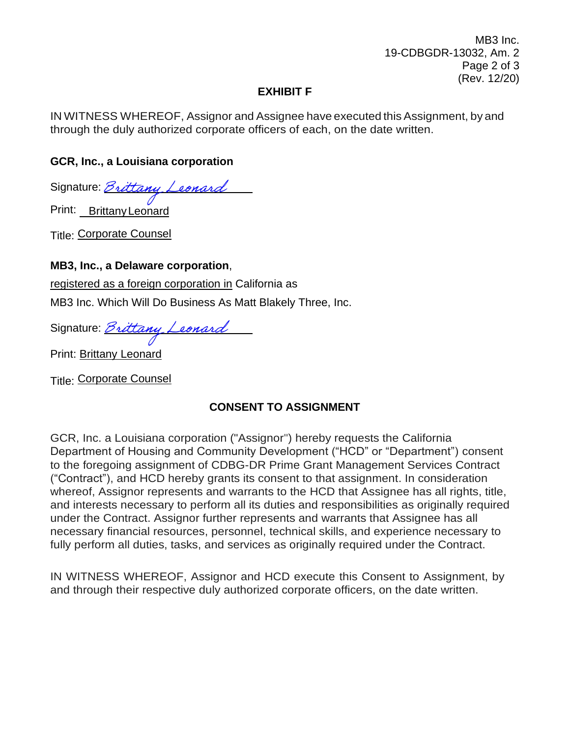## EXHIBIT F

IN WITNESS WHEREOF, Assignor and Assignee have executed this Assignment, by and through the duly authorized corporate officers of each, on the date written.

**GCR, Inc., a Louisiana corporation**

Signature: Brittany Leonard

Print: Brittany Leonard

Title: Corporate Counsel

**MB3, Inc., a Delaware corporation**,

registered as a foreign corporation in California as

MB3 Inc. Which Will Do Business As Matt Blakely Three, Inc.

Signature: Brittany Leonard

Print: Brittany Leonard

Title: Corporate Counsel

## CONSENT TO ASSIGNMENT

GCR, Inc. a Louisiana corporation ("Assignor") hereby requests the California Department of Housing and Community Development ("HCD" or "Department") consent to the foregoing assignment of CDBG-DR Prime Grant Management Services Contract ("Contract"), and HCD hereby grants its consent to that assignment. In consideration whereof, Assignor represents and warrants to the HCD that Assignee has all rights, title, and interests necessary to perform all its duties and responsibilities as originally required under the Contract. Assignor further represents and warrants that Assignee has all necessary financial resources, personnel, technical skills, and experience necessary to fully perform all duties, tasks, and services as originally required under the Contract.

IN WITNESS WHEREOF, Assignor and HCD execute this Consent to Assignment, by and through their respective duly authorized corporate officers, on the date written.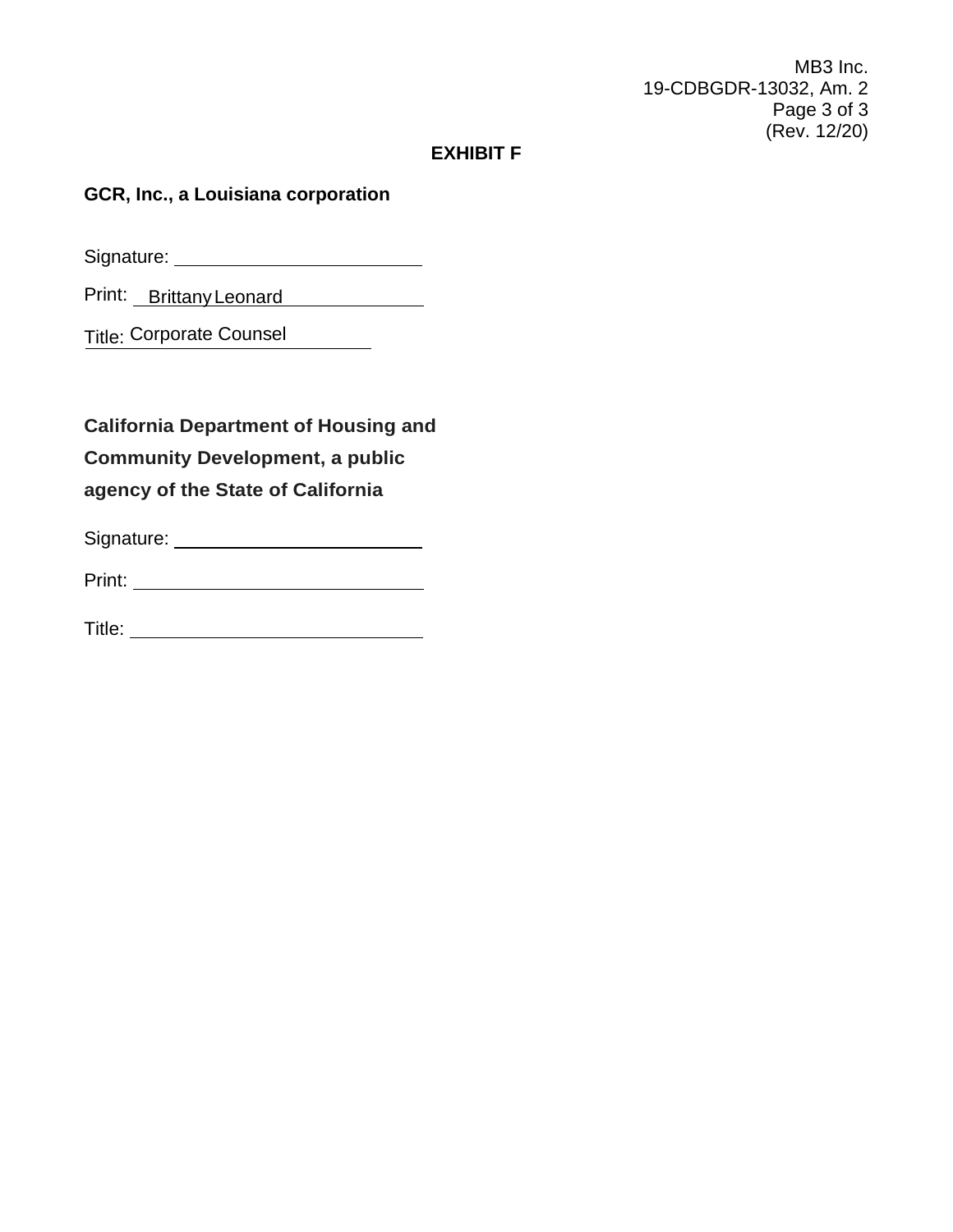**EXHIBIT F**

**GCR, Inc., a Louisiana corporation**

Signature: ________________________

Print: Brittany Leonard

Title: Corporate Counsel

**California Department of Housing and Community Development, a public agency of the State of California**

Signature: ________________________

Print: ________________________

Title: ________________________